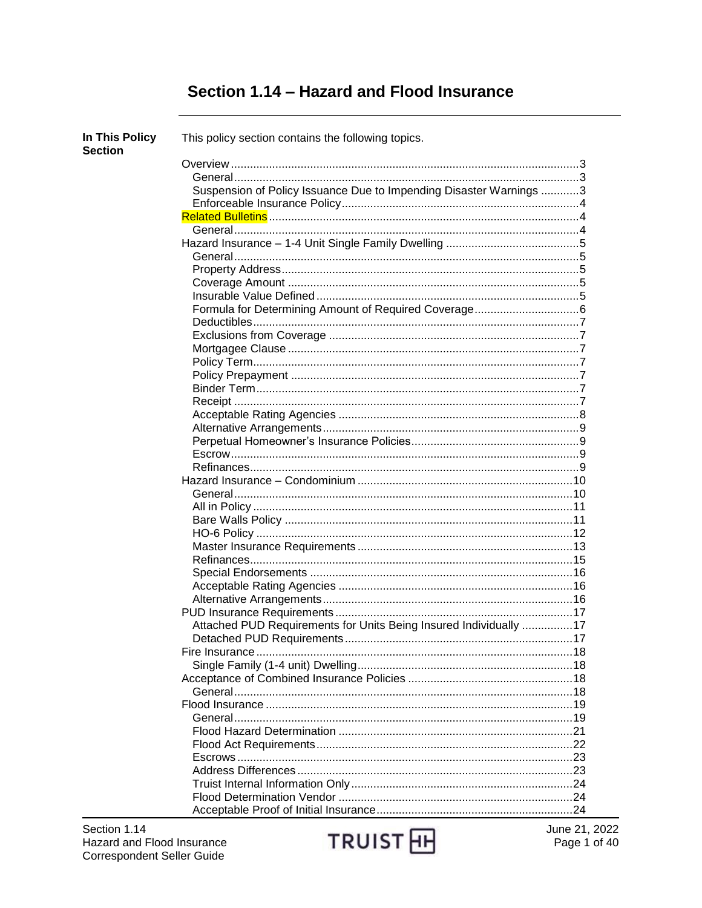# Section 1.14 – Hazard and Flood Insurance

**In This Policy Section**

This policy section contains the following topics.

- Overview ..... 3
  - General ..... 3
  - Suspension of Policy Issuance Due to Impending Disaster Warnings ..... 3
  - Enforceable Insurance Policy ..... 4
- Related Bulletins ..... 4
  - General ..... 4
- Hazard Insurance – 1-4 Unit Single Family Dwelling ..... 5
  - General ..... 5
  - Property Address ..... 5
  - Coverage Amount ..... 5
  - Insurable Value Defined ..... 5
  - Formula for Determining Amount of Required Coverage ..... 6
  - Deductibles ..... 7
  - Exclusions from Coverage ..... 7
  - Mortgagee Clause ..... 7
  - Policy Term ..... 7
  - Policy Prepayment ..... 7
  - Binder Term ..... 7
  - Receipt ..... 7
  - Acceptable Rating Agencies ..... 8
  - Alternative Arrangements ..... 9
  - Perpetual Homeowner's Insurance Policies ..... 9
  - Escrow ..... 9
  - Refinances ..... 9
- Hazard Insurance – Condominium ..... 10
  - General ..... 10
  - All in Policy ..... 11
  - Bare Walls Policy ..... 11
  - HO-6 Policy ..... 12
  - Master Insurance Requirements ..... 13
  - Refinances ..... 15
  - Special Endorsements ..... 16
  - Acceptable Rating Agencies ..... 16
  - Alternative Arrangements ..... 16
- PUD Insurance Requirements ..... 17
  - Attached PUD Requirements for Units Being Insured Individually ..... 17
  - Detached PUD Requirements ..... 17
- Fire Insurance ..... 18
  - Single Family (1-4 unit) Dwelling ..... 18
- Acceptance of Combined Insurance Policies ..... 18
  - General ..... 18
- Flood Insurance ..... 19
  - General ..... 19
  - Flood Hazard Determination ..... 21
  - Flood Act Requirements ..... 22
  - Escrows ..... 23
  - Address Differences ..... 23
  - Truist Internal Information Only ..... 24
  - Flood Determination Vendor ..... 24
  - Acceptable Proof of Initial Insurance ..... 24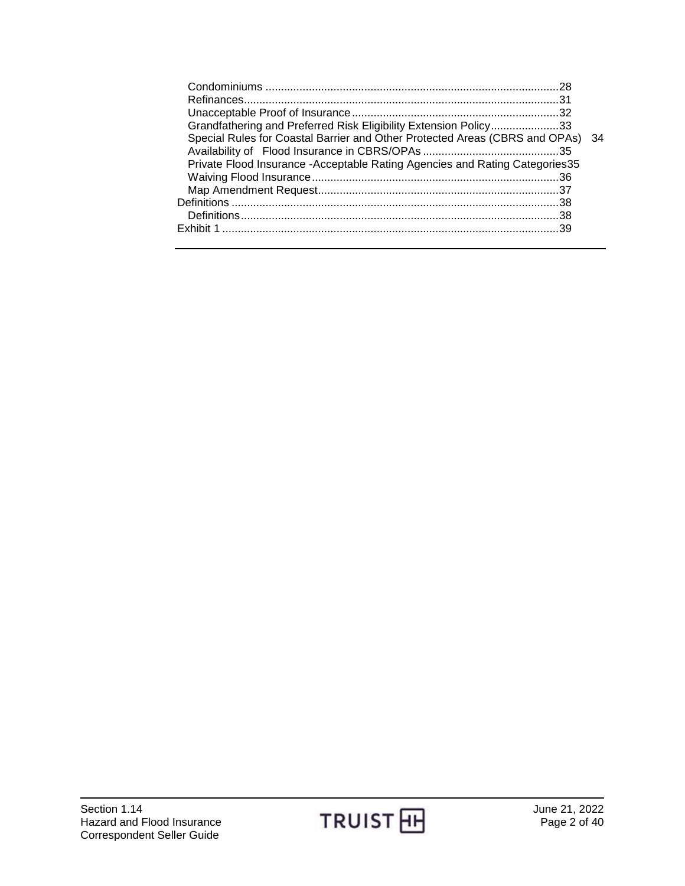- Condominiums ............................................................................................28
- Refinances..................................................................................................31
- Unacceptable Proof of Insurance ...................................................................32
- Grandfathering and Preferred Risk Eligibility Extension Policy......................33
- Special Rules for Coastal Barrier and Other Protected Areas (CBRS and OPAs) 34
- Availability of Flood Insurance in CBRS/OPAs ............................................35
- Private Flood Insurance -Acceptable Rating Agencies and Rating Categories35
- Waiving Flood Insurance ..............................................................................36
- Map Amendment Request..............................................................................37

Definitions ...........................................................................................................38

- Definitions.....................................................................................................38

Exhibit 1 ...............................................................................................................39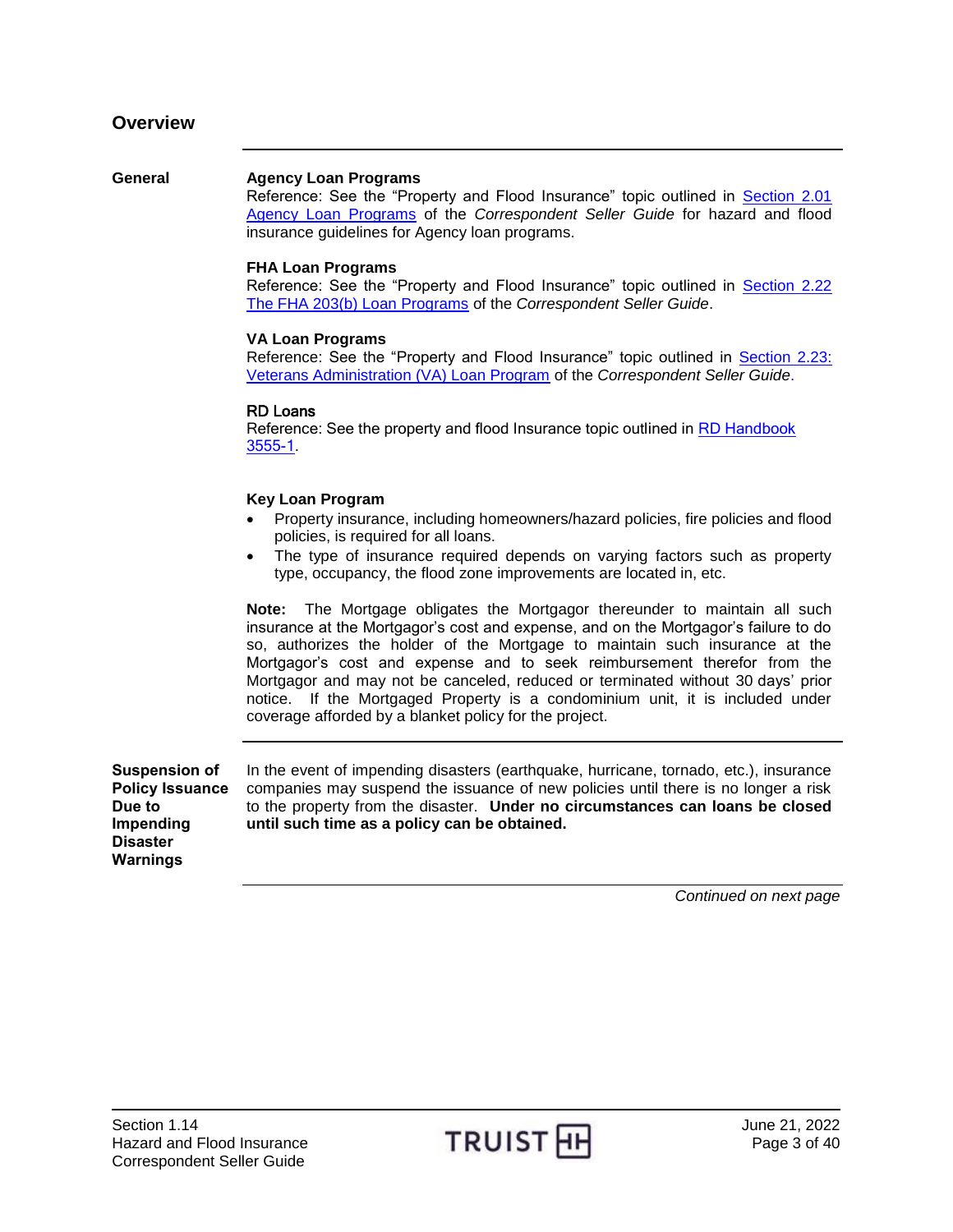## Overview

### General

**Agency Loan Programs**
Reference: See the "Property and Flood Insurance" topic outlined in Section 2.01 Agency Loan Programs of the *Correspondent Seller Guide* for hazard and flood insurance guidelines for Agency loan programs.

**FHA Loan Programs**
Reference: See the "Property and Flood Insurance" topic outlined in Section 2.22 The FHA 203(b) Loan Programs of the *Correspondent Seller Guide*.

**VA Loan Programs**
Reference: See the "Property and Flood Insurance" topic outlined in Section 2.23: Veterans Administration (VA) Loan Program of the *Correspondent Seller Guide*.

**RD Loans**
Reference: See the property and flood Insurance topic outlined in RD Handbook 3555-1.

**Key Loan Program**

- Property insurance, including homeowners/hazard policies, fire policies and flood policies, is required for all loans.
- The type of insurance required depends on varying factors such as property type, occupancy, the flood zone improvements are located in, etc.

**Note:** The Mortgage obligates the Mortgagor thereunder to maintain all such insurance at the Mortgagor's cost and expense, and on the Mortgagor's failure to do so, authorizes the holder of the Mortgage to maintain such insurance at the Mortgagor's cost and expense and to seek reimbursement therefor from the Mortgagor and may not be canceled, reduced or terminated without 30 days' prior notice. If the Mortgaged Property is a condominium unit, it is included under coverage afforded by a blanket policy for the project.

### Suspension of Policy Issuance Due to Impending Disaster Warnings

In the event of impending disasters (earthquake, hurricane, tornado, etc.), insurance companies may suspend the issuance of new policies until there is no longer a risk to the property from the disaster. **Under no circumstances can loans be closed until such time as a policy can be obtained.**

*Continued on next page*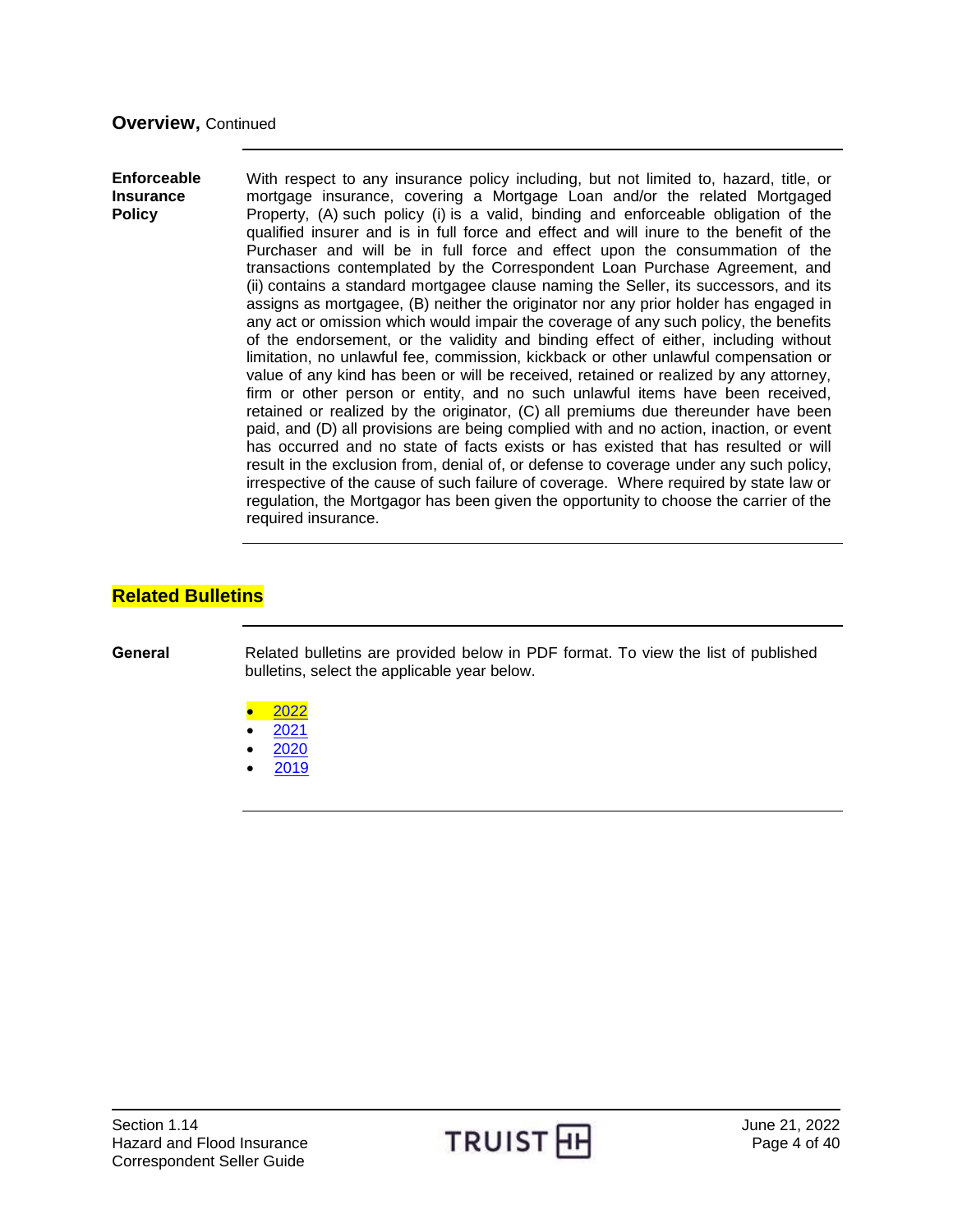## Overview, Continued

**Enforceable Insurance Policy**

With respect to any insurance policy including, but not limited to, hazard, title, or mortgage insurance, covering a Mortgage Loan and/or the related Mortgaged Property, (A) such policy (i) is a valid, binding and enforceable obligation of the qualified insurer and is in full force and effect and will inure to the benefit of the Purchaser and will be in full force and effect upon the consummation of the transactions contemplated by the Correspondent Loan Purchase Agreement, and (ii) contains a standard mortgagee clause naming the Seller, its successors, and its assigns as mortgagee, (B) neither the originator nor any prior holder has engaged in any act or omission which would impair the coverage of any such policy, the benefits of the endorsement, or the validity and binding effect of either, including without limitation, no unlawful fee, commission, kickback or other unlawful compensation or value of any kind has been or will be received, retained or realized by any attorney, firm or other person or entity, and no such unlawful items have been received, retained or realized by the originator, (C) all premiums due thereunder have been paid, and (D) all provisions are being complied with and no action, inaction, or event has occurred and no state of facts exists or has existed that has resulted or will result in the exclusion from, denial of, or defense to coverage under any such policy, irrespective of the cause of such failure of coverage. Where required by state law or regulation, the Mortgagor has been given the opportunity to choose the carrier of the required insurance.

## Related Bulletins

**General**

Related bulletins are provided below in PDF format. To view the list of published bulletins, select the applicable year below.

- 2022
- 2021
- 2020
- 2019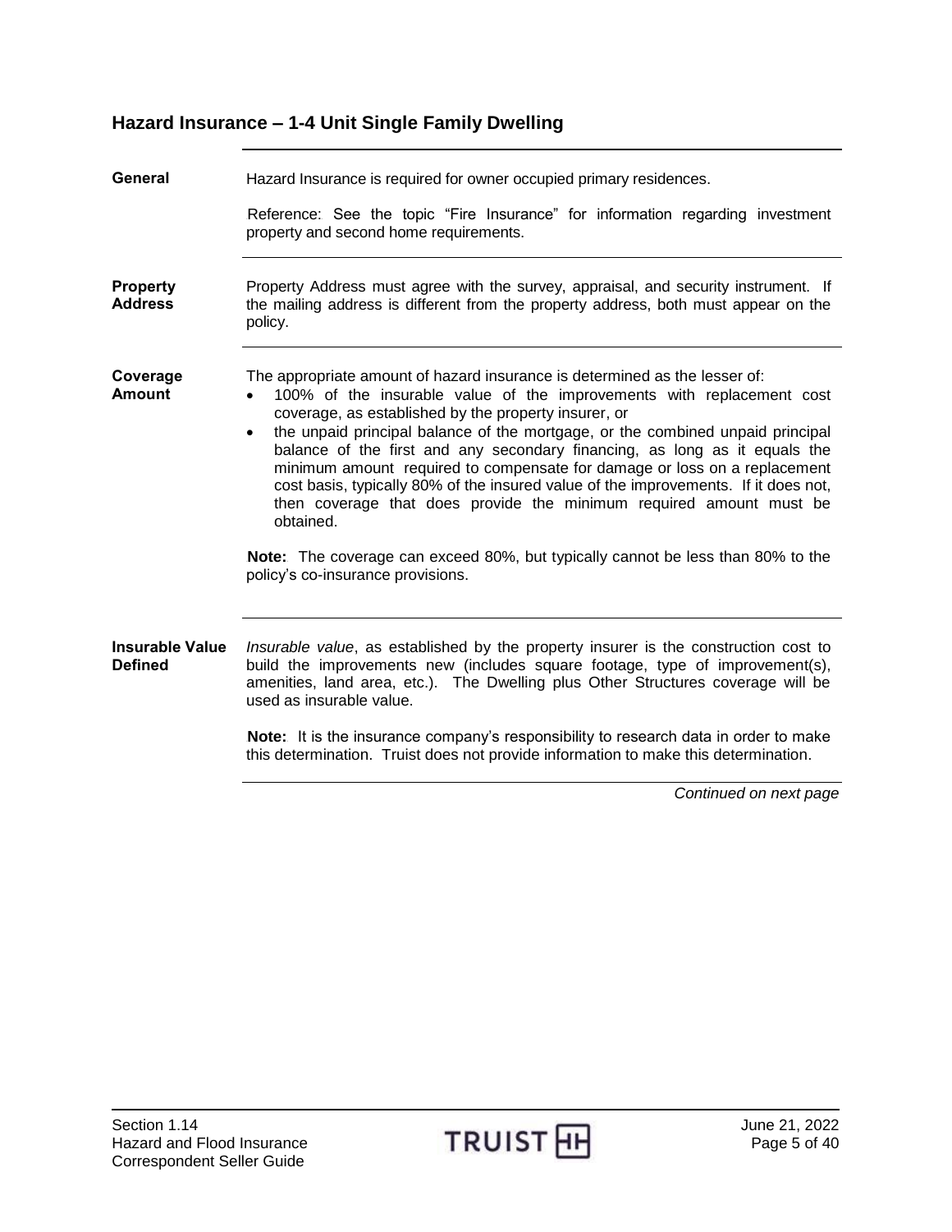## Hazard Insurance – 1-4 Unit Single Family Dwelling

**General**

Hazard Insurance is required for owner occupied primary residences.

Reference: See the topic "Fire Insurance" for information regarding investment property and second home requirements.

**Property Address**

Property Address must agree with the survey, appraisal, and security instrument. If the mailing address is different from the property address, both must appear on the policy.

**Coverage Amount**

The appropriate amount of hazard insurance is determined as the lesser of:

- 100% of the insurable value of the improvements with replacement cost coverage, as established by the property insurer, or
- the unpaid principal balance of the mortgage, or the combined unpaid principal balance of the first and any secondary financing, as long as it equals the minimum amount required to compensate for damage or loss on a replacement cost basis, typically 80% of the insured value of the improvements. If it does not, then coverage that does provide the minimum required amount must be obtained.

**Note:** The coverage can exceed 80%, but typically cannot be less than 80% to the policy's co-insurance provisions.

**Insurable Value Defined**

*Insurable value*, as established by the property insurer is the construction cost to build the improvements new (includes square footage, type of improvement(s), amenities, land area, etc.). The Dwelling plus Other Structures coverage will be used as insurable value.

**Note:** It is the insurance company's responsibility to research data in order to make this determination. Truist does not provide information to make this determination.

*Continued on next page*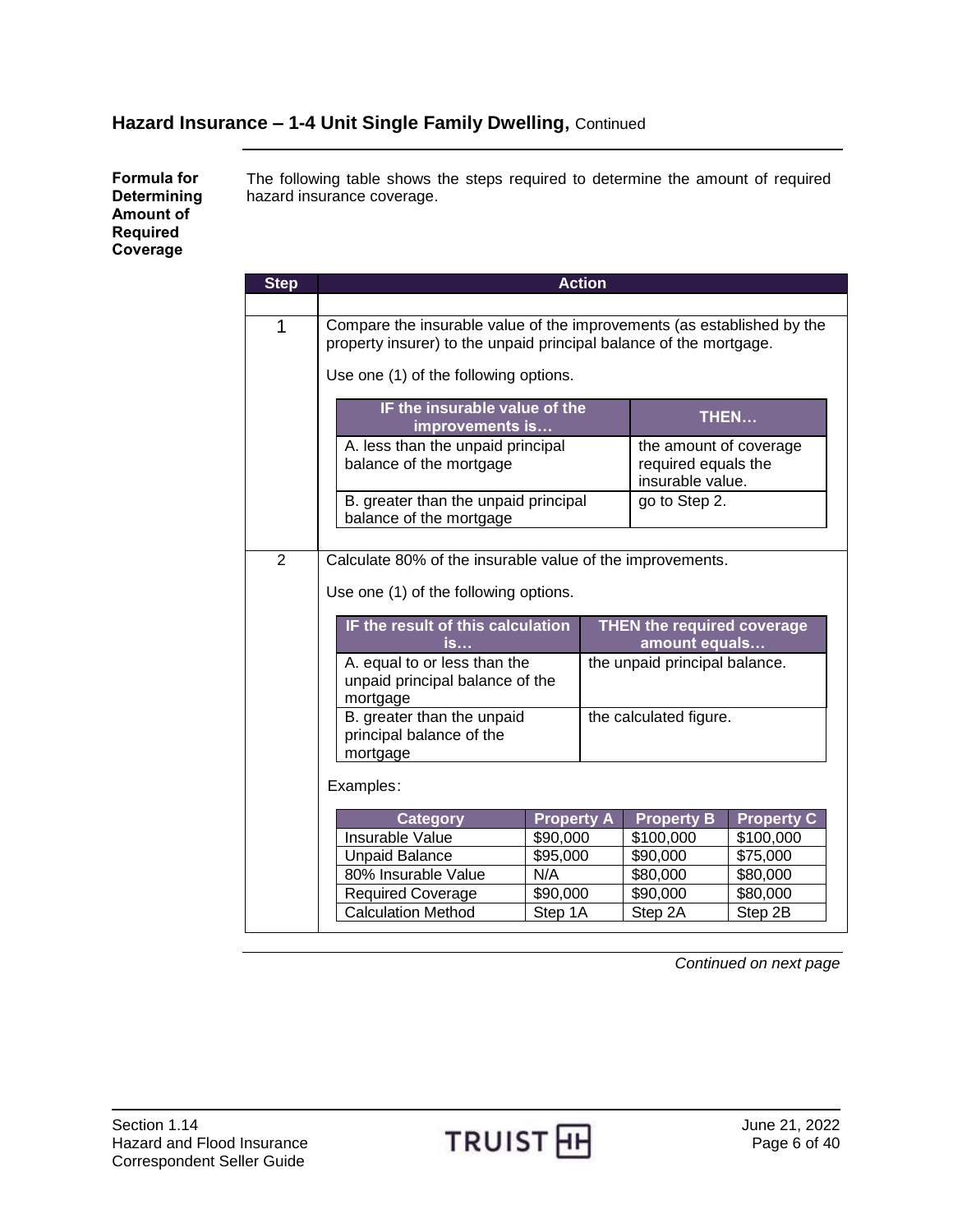## Hazard Insurance – 1-4 Unit Single Family Dwelling, Continued

**Formula for Determining Amount of Required Coverage**

The following table shows the steps required to determine the amount of required hazard insurance coverage.

| Step | Action |
|---|---|
| 1 | Compare the insurable value of the improvements (as established by the property insurer) to the unpaid principal balance of the mortgage.<br><br>Use one (1) of the following options. |
| 2 | Calculate 80% of the insurable value of the improvements.<br><br>Use one (1) of the following options. |

**Step 1 options:**

| IF the insurable value of the improvements is… | THEN… |
|---|---|
| A. less than the unpaid principal balance of the mortgage | the amount of coverage required equals the insurable value. |
| B. greater than the unpaid principal balance of the mortgage | go to Step 2. |

**Step 2 options:**

| IF the result of this calculation is… | THEN the required coverage amount equals… |
|---|---|
| A. equal to or less than the unpaid principal balance of the mortgage | the unpaid principal balance. |
| B. greater than the unpaid principal balance of the mortgage | the calculated figure. |

Examples:

| Category | Property A | Property B | Property C |
|---|---|---|---|
| Insurable Value | $90,000 | $100,000 | $100,000 |
| Unpaid Balance | $95,000 | $90,000 | $75,000 |
| 80% Insurable Value | N/A | $80,000 | $80,000 |
| Required Coverage | $90,000 | $90,000 | $80,000 |
| Calculation Method | Step 1A | Step 2A | Step 2B |

*Continued on next page*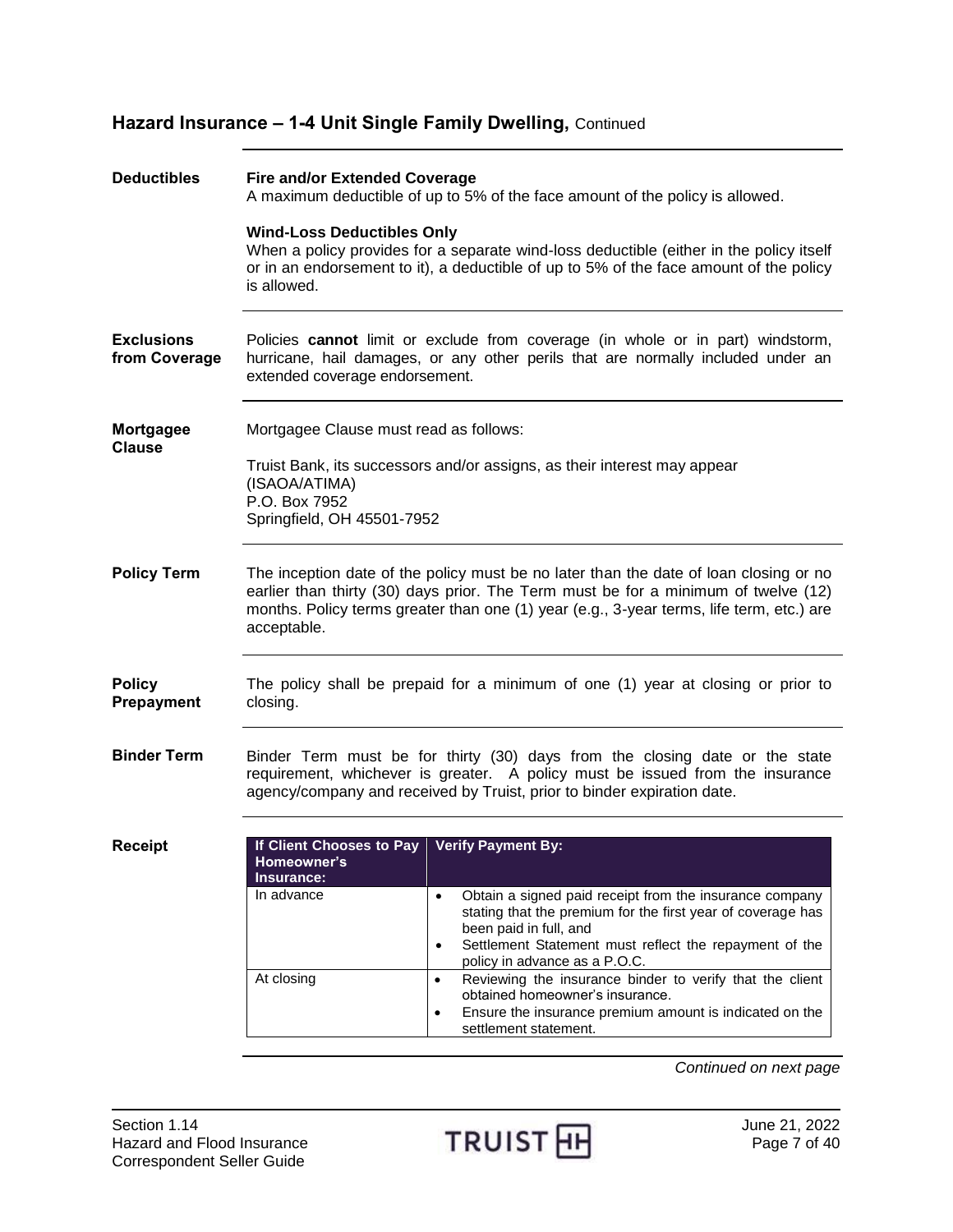## Hazard Insurance – 1-4 Unit Single Family Dwelling, Continued

### Deductibles

**Fire and/or Extended Coverage**
A maximum deductible of up to 5% of the face amount of the policy is allowed.

**Wind-Loss Deductibles Only**
When a policy provides for a separate wind-loss deductible (either in the policy itself or in an endorsement to it), a deductible of up to 5% of the face amount of the policy is allowed.

### Exclusions from Coverage

Policies **cannot** limit or exclude from coverage (in whole or in part) windstorm, hurricane, hail damages, or any other perils that are normally included under an extended coverage endorsement.

### Mortgagee Clause

Mortgagee Clause must read as follows:

Truist Bank, its successors and/or assigns, as their interest may appear (ISAOA/ATIMA)
P.O. Box 7952
Springfield, OH 45501-7952

### Policy Term

The inception date of the policy must be no later than the date of loan closing or no earlier than thirty (30) days prior. The Term must be for a minimum of twelve (12) months. Policy terms greater than one (1) year (e.g., 3-year terms, life term, etc.) are acceptable.

### Policy Prepayment

The policy shall be prepaid for a minimum of one (1) year at closing or prior to closing.

### Binder Term

Binder Term must be for thirty (30) days from the closing date or the state requirement, whichever is greater. A policy must be issued from the insurance agency/company and received by Truist, prior to binder expiration date.

### Receipt

| If Client Chooses to Pay Homeowner's Insurance: | Verify Payment By: |
|---|---|
| In advance | • Obtain a signed paid receipt from the insurance company stating that the premium for the first year of coverage has been paid in full, and<br>• Settlement Statement must reflect the repayment of the policy in advance as a P.O.C. |
| At closing | • Reviewing the insurance binder to verify that the client obtained homeowner's insurance.<br>• Ensure the insurance premium amount is indicated on the settlement statement. |

*Continued on next page*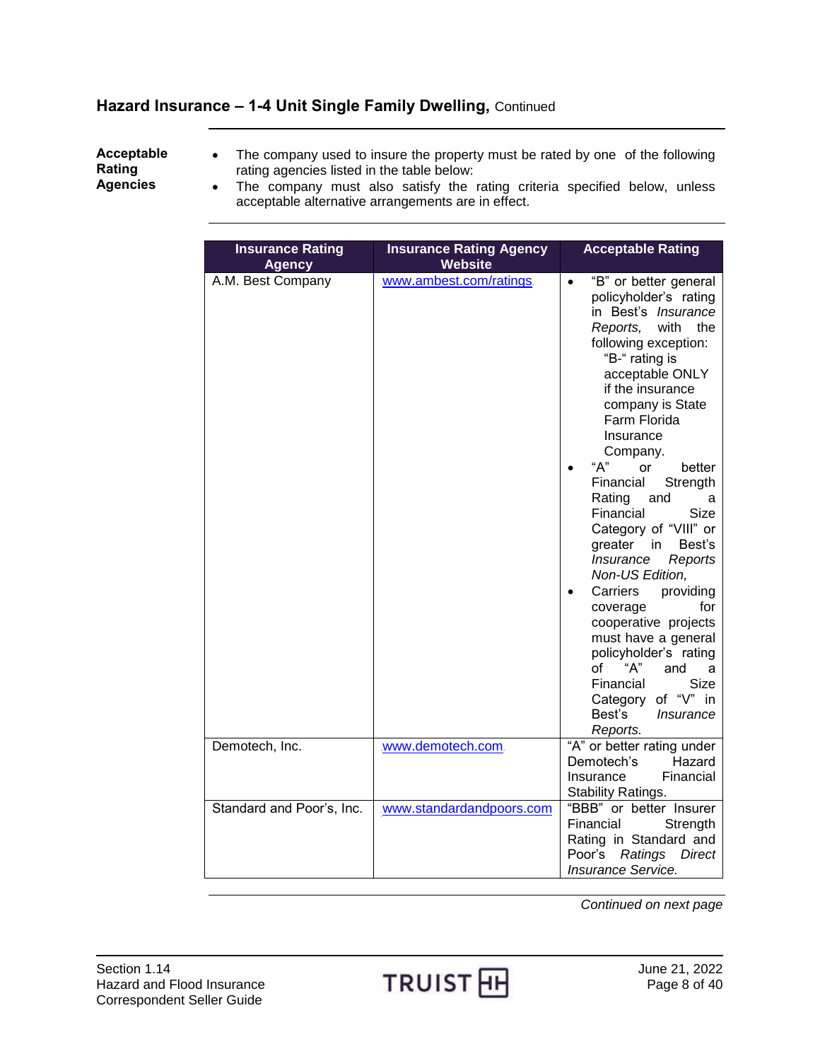## Hazard Insurance – 1-4 Unit Single Family Dwelling, Continued

**Acceptable Rating Agencies**

- The company used to insure the property must be rated by one of the following rating agencies listed in the table below:
- The company must also satisfy the rating criteria specified below, unless acceptable alternative arrangements are in effect.

| Insurance Rating Agency | Insurance Rating Agency Website | Acceptable Rating |
|---|---|---|
| A.M. Best Company | www.ambest.com/ratings | • "B" or better general policyholder's rating in Best's *Insurance Reports,* with the following exception: "B-" rating is acceptable ONLY if the insurance company is State Farm Florida Insurance Company. <br> • "A" or better Financial Strength Rating and a Financial Size Category of "VIII" or greater in Best's *Insurance Reports Non-US Edition,* <br> • Carriers providing coverage for cooperative projects must have a general policyholder's rating of "A" and a Financial Size Category of "V" in Best's *Insurance Reports.* |
| Demotech, Inc. | www.demotech.com | "A" or better rating under Demotech's Hazard Insurance Financial Stability Ratings. |
| Standard and Poor's, Inc. | www.standardandpoors.com | "BBB" or better Insurer Financial Strength Rating in Standard and Poor's *Ratings Direct Insurance Service.* |

*Continued on next page*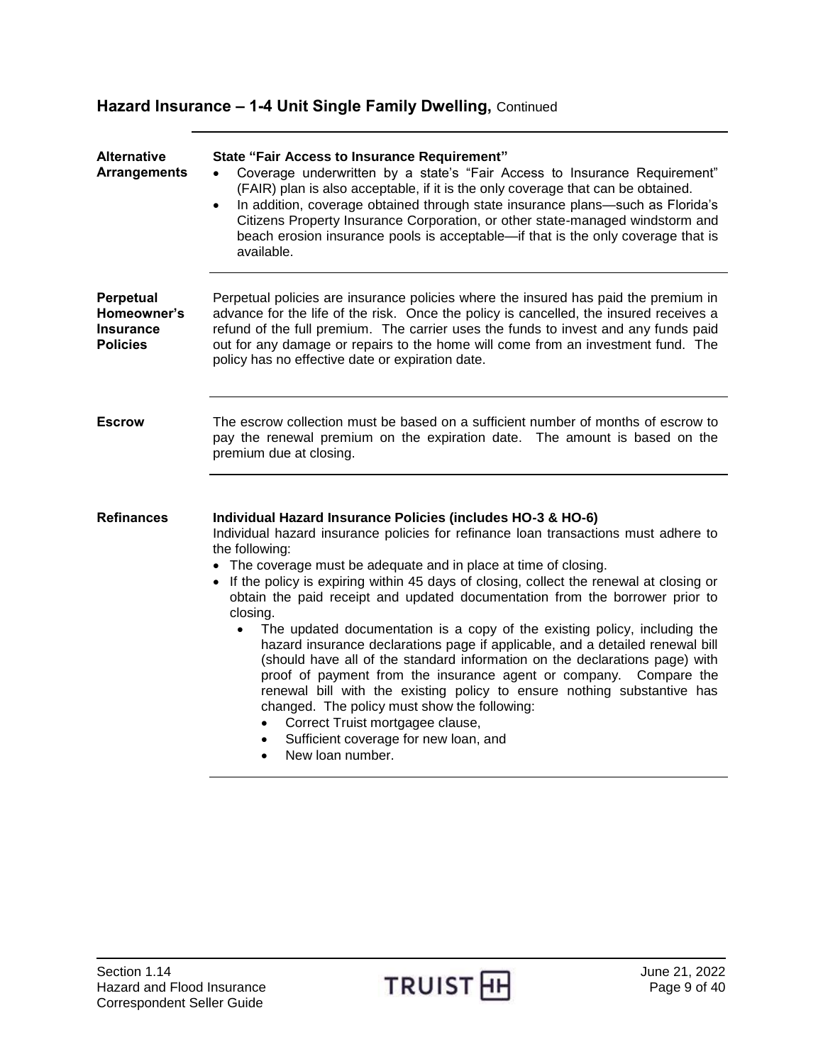## Hazard Insurance – 1-4 Unit Single Family Dwelling, Continued

### Alternative Arrangements

**State "Fair Access to Insurance Requirement"**

- Coverage underwritten by a state's "Fair Access to Insurance Requirement" (FAIR) plan is also acceptable, if it is the only coverage that can be obtained.
- In addition, coverage obtained through state insurance plans—such as Florida's Citizens Property Insurance Corporation, or other state-managed windstorm and beach erosion insurance pools is acceptable—if that is the only coverage that is available.

### Perpetual Homeowner's Insurance Policies

Perpetual policies are insurance policies where the insured has paid the premium in advance for the life of the risk. Once the policy is cancelled, the insured receives a refund of the full premium. The carrier uses the funds to invest and any funds paid out for any damage or repairs to the home will come from an investment fund. The policy has no effective date or expiration date.

### Escrow

The escrow collection must be based on a sufficient number of months of escrow to pay the renewal premium on the expiration date. The amount is based on the premium due at closing.

### Refinances

**Individual Hazard Insurance Policies (includes HO-3 & HO-6)**

Individual hazard insurance policies for refinance loan transactions must adhere to the following:

- The coverage must be adequate and in place at time of closing.
- If the policy is expiring within 45 days of closing, collect the renewal at closing or obtain the paid receipt and updated documentation from the borrower prior to closing.
  - The updated documentation is a copy of the existing policy, including the hazard insurance declarations page if applicable, and a detailed renewal bill (should have all of the standard information on the declarations page) with proof of payment from the insurance agent or company. Compare the renewal bill with the existing policy to ensure nothing substantive has changed. The policy must show the following:
    - Correct Truist mortgagee clause,
    - Sufficient coverage for new loan, and
    - New loan number.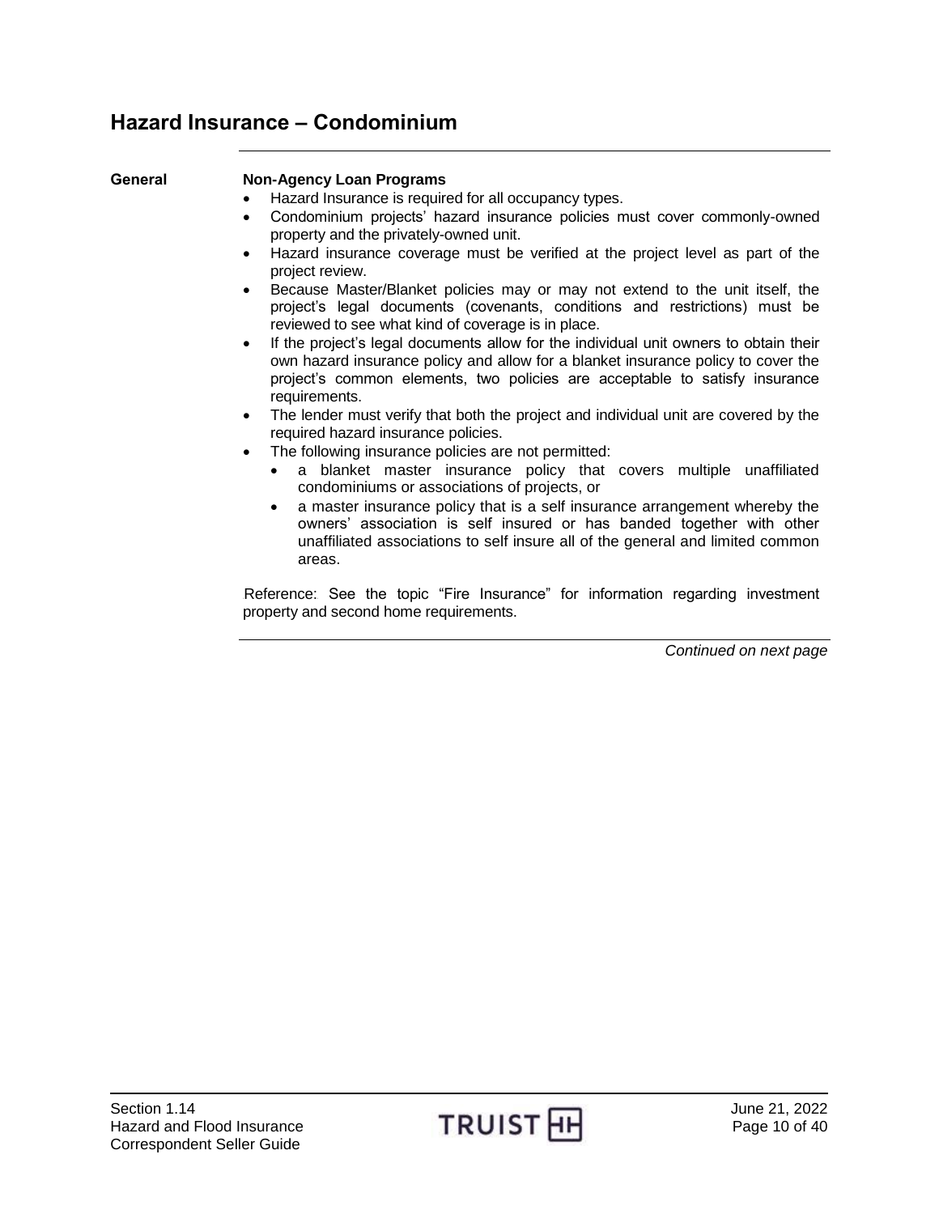# Hazard Insurance – Condominium

**General**

**Non-Agency Loan Programs**

- Hazard Insurance is required for all occupancy types.
- Condominium projects' hazard insurance policies must cover commonly-owned property and the privately-owned unit.
- Hazard insurance coverage must be verified at the project level as part of the project review.
- Because Master/Blanket policies may or may not extend to the unit itself, the project's legal documents (covenants, conditions and restrictions) must be reviewed to see what kind of coverage is in place.
- If the project's legal documents allow for the individual unit owners to obtain their own hazard insurance policy and allow for a blanket insurance policy to cover the project's common elements, two policies are acceptable to satisfy insurance requirements.
- The lender must verify that both the project and individual unit are covered by the required hazard insurance policies.
- The following insurance policies are not permitted:
  - a blanket master insurance policy that covers multiple unaffiliated condominiums or associations of projects, or
  - a master insurance policy that is a self insurance arrangement whereby the owners' association is self insured or has banded together with other unaffiliated associations to self insure all of the general and limited common areas.

Reference: See the topic "Fire Insurance" for information regarding investment property and second home requirements.

*Continued on next page*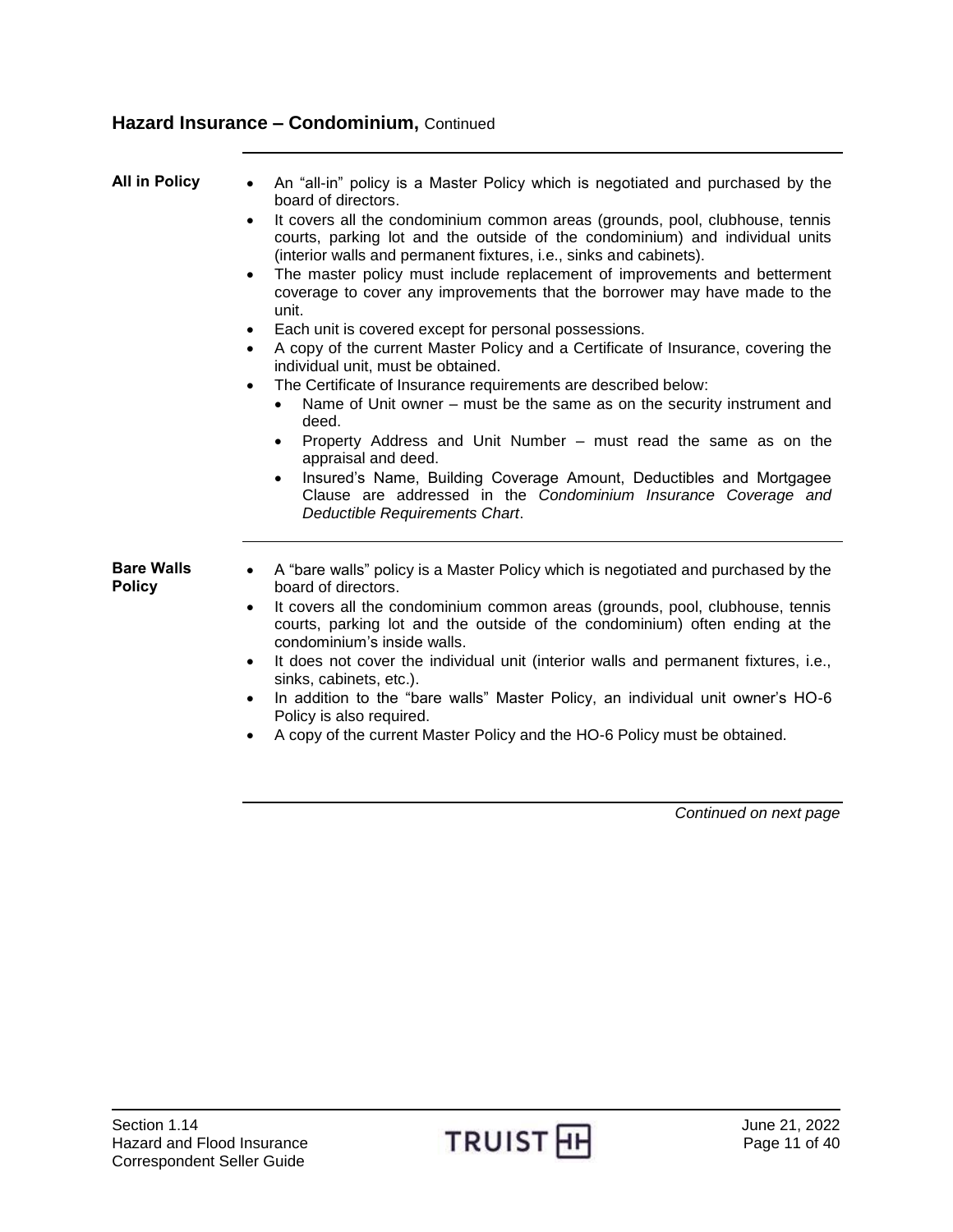## Hazard Insurance – Condominium, Continued

**All in Policy**

- An "all-in" policy is a Master Policy which is negotiated and purchased by the board of directors.
- It covers all the condominium common areas (grounds, pool, clubhouse, tennis courts, parking lot and the outside of the condominium) and individual units (interior walls and permanent fixtures, i.e., sinks and cabinets).
- The master policy must include replacement of improvements and betterment coverage to cover any improvements that the borrower may have made to the unit.
- Each unit is covered except for personal possessions.
- A copy of the current Master Policy and a Certificate of Insurance, covering the individual unit, must be obtained.
- The Certificate of Insurance requirements are described below:
  - Name of Unit owner – must be the same as on the security instrument and deed.
  - Property Address and Unit Number – must read the same as on the appraisal and deed.
  - Insured's Name, Building Coverage Amount, Deductibles and Mortgagee Clause are addressed in the *Condominium Insurance Coverage and Deductible Requirements Chart*.

**Bare Walls Policy**

- A "bare walls" policy is a Master Policy which is negotiated and purchased by the board of directors.
- It covers all the condominium common areas (grounds, pool, clubhouse, tennis courts, parking lot and the outside of the condominium) often ending at the condominium's inside walls.
- It does not cover the individual unit (interior walls and permanent fixtures, i.e., sinks, cabinets, etc.).
- In addition to the "bare walls" Master Policy, an individual unit owner's HO-6 Policy is also required.
- A copy of the current Master Policy and the HO-6 Policy must be obtained.

*Continued on next page*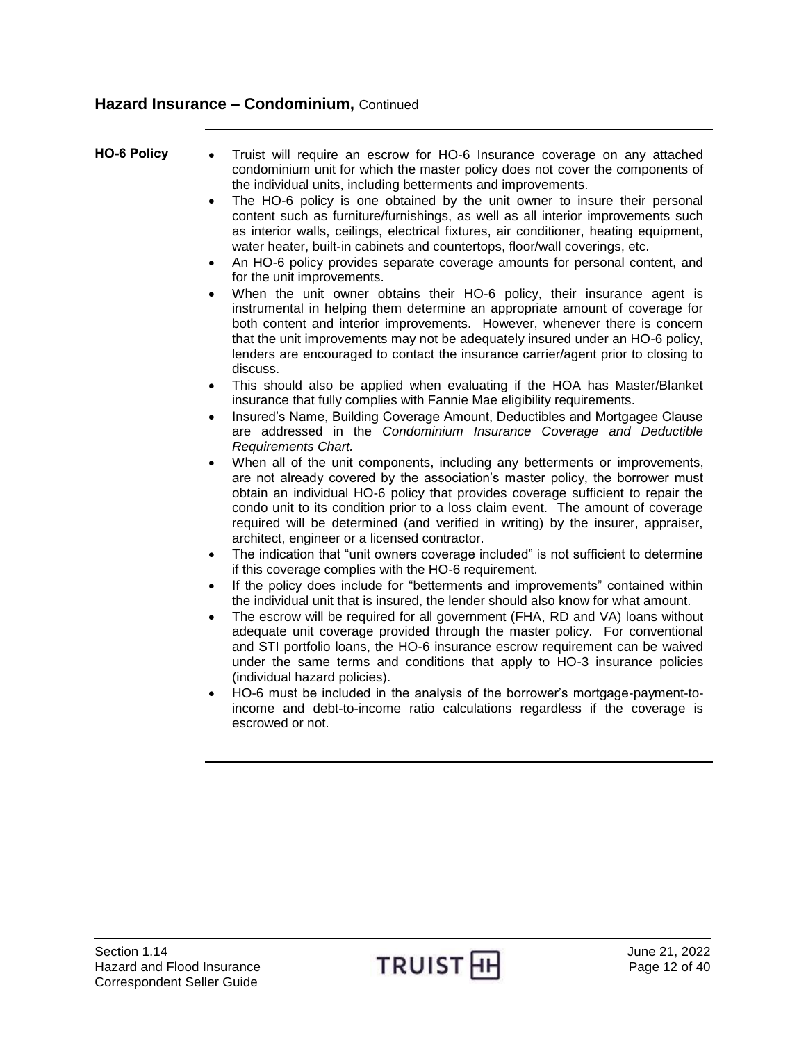## Hazard Insurance – Condominium, Continued

**HO-6 Policy**

- Truist will require an escrow for HO-6 Insurance coverage on any attached condominium unit for which the master policy does not cover the components of the individual units, including betterments and improvements.
- The HO-6 policy is one obtained by the unit owner to insure their personal content such as furniture/furnishings, as well as all interior improvements such as interior walls, ceilings, electrical fixtures, air conditioner, heating equipment, water heater, built-in cabinets and countertops, floor/wall coverings, etc.
- An HO-6 policy provides separate coverage amounts for personal content, and for the unit improvements.
- When the unit owner obtains their HO-6 policy, their insurance agent is instrumental in helping them determine an appropriate amount of coverage for both content and interior improvements. However, whenever there is concern that the unit improvements may not be adequately insured under an HO-6 policy, lenders are encouraged to contact the insurance carrier/agent prior to closing to discuss.
- This should also be applied when evaluating if the HOA has Master/Blanket insurance that fully complies with Fannie Mae eligibility requirements.
- Insured's Name, Building Coverage Amount, Deductibles and Mortgagee Clause are addressed in the *Condominium Insurance Coverage and Deductible Requirements Chart.*
- When all of the unit components, including any betterments or improvements, are not already covered by the association's master policy, the borrower must obtain an individual HO-6 policy that provides coverage sufficient to repair the condo unit to its condition prior to a loss claim event. The amount of coverage required will be determined (and verified in writing) by the insurer, appraiser, architect, engineer or a licensed contractor.
- The indication that "unit owners coverage included" is not sufficient to determine if this coverage complies with the HO-6 requirement.
- If the policy does include for "betterments and improvements" contained within the individual unit that is insured, the lender should also know for what amount.
- The escrow will be required for all government (FHA, RD and VA) loans without adequate unit coverage provided through the master policy. For conventional and STI portfolio loans, the HO-6 insurance escrow requirement can be waived under the same terms and conditions that apply to HO-3 insurance policies (individual hazard policies).
- HO-6 must be included in the analysis of the borrower's mortgage-payment-to-income and debt-to-income ratio calculations regardless if the coverage is escrowed or not.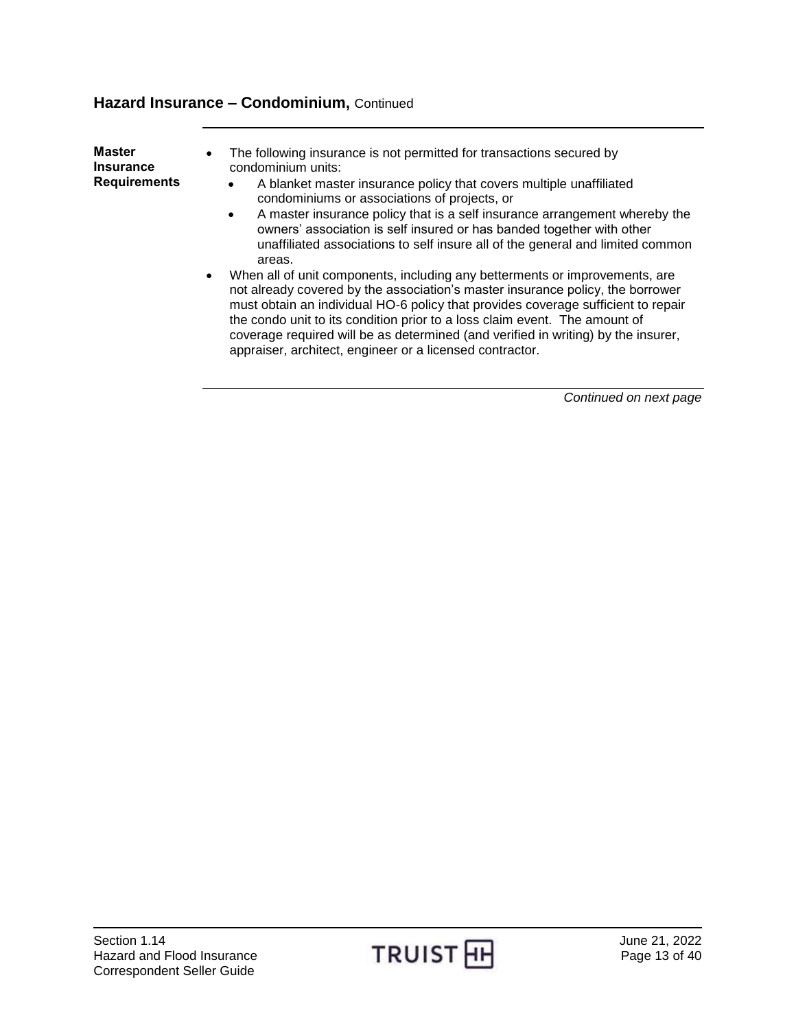## Hazard Insurance – Condominium, Continued

**Master Insurance Requirements**

- The following insurance is not permitted for transactions secured by condominium units:
  - A blanket master insurance policy that covers multiple unaffiliated condominiums or associations of projects, or
  - A master insurance policy that is a self insurance arrangement whereby the owners' association is self insured or has banded together with other unaffiliated associations to self insure all of the general and limited common areas.
- When all of unit components, including any betterments or improvements, are not already covered by the association's master insurance policy, the borrower must obtain an individual HO-6 policy that provides coverage sufficient to repair the condo unit to its condition prior to a loss claim event. The amount of coverage required will be as determined (and verified in writing) by the insurer, appraiser, architect, engineer or a licensed contractor.

*Continued on next page*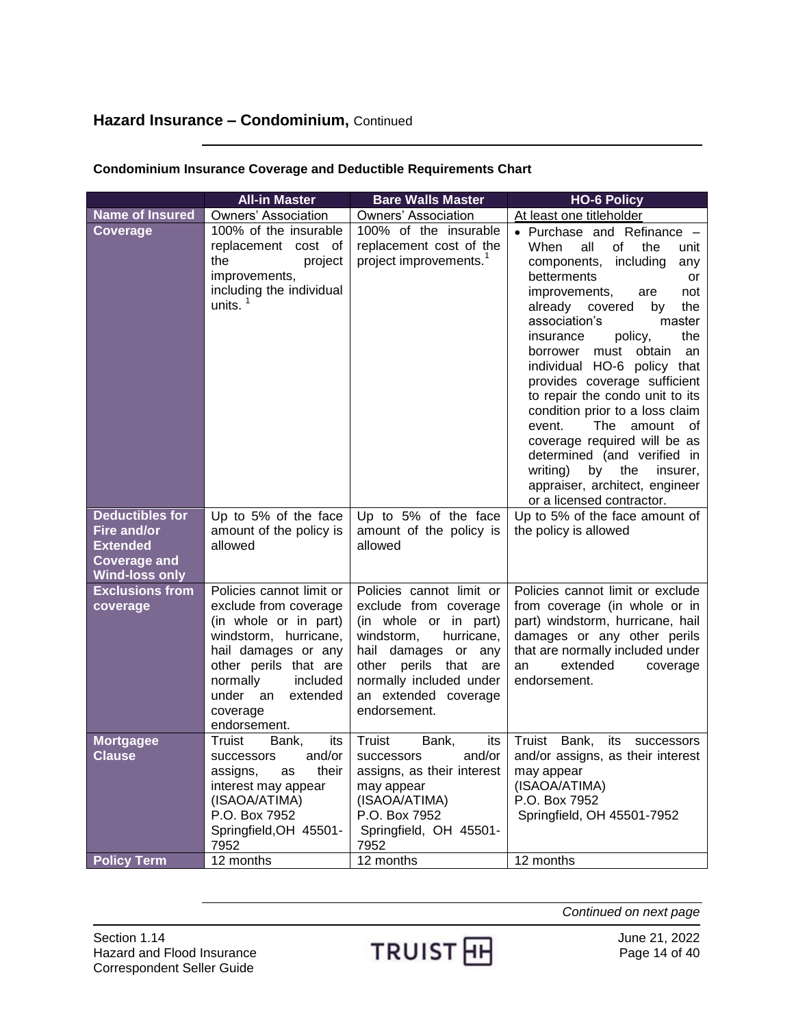## Hazard Insurance – Condominium, Continued

### Condominium Insurance Coverage and Deductible Requirements Chart

| | All-in Master | Bare Walls Master | HO-6 Policy |
|---|---|---|---|
| **Name of Insured** | Owners' Association | Owners' Association | At least one titleholder |
| **Coverage** | 100% of the insurable replacement cost of the project improvements, including the individual units. [1] | 100% of the insurable replacement cost of the project improvements.[1] | • Purchase and Refinance – When all of the unit components, including any betterments or improvements, are not already covered by the association's master insurance policy, the borrower must obtain an individual HO-6 policy that provides coverage sufficient to repair the condo unit to its condition prior to a loss claim event. The amount of coverage required will be as determined (and verified in writing) by the insurer, appraiser, architect, engineer or a licensed contractor. |
| **Deductibles for Fire and/or Extended Coverage and Wind-loss only** | Up to 5% of the face amount of the policy is allowed | Up to 5% of the face amount of the policy is allowed | Up to 5% of the face amount of the policy is allowed |
| **Exclusions from coverage** | Policies cannot limit or exclude from coverage (in whole or in part) windstorm, hurricane, hail damages or any other perils that are normally included under an extended coverage endorsement. | Policies cannot limit or exclude from coverage (in whole or in part) windstorm, hurricane, hail damages or any other perils that are normally included under an extended coverage endorsement. | Policies cannot limit or exclude from coverage (in whole or in part) windstorm, hurricane, hail damages or any other perils that are normally included under an extended coverage endorsement. |
| **Mortgagee Clause** | Truist Bank, its successors and/or assigns, as their interest may appear (ISAOA/ATIMA) P.O. Box 7952 Springfield,OH 45501-7952 | Truist Bank, its successors and/or assigns, as their interest may appear (ISAOA/ATIMA) P.O. Box 7952 Springfield, OH 45501-7952 | Truist Bank, its successors and/or assigns, as their interest may appear (ISAOA/ATIMA) P.O. Box 7952 Springfield, OH 45501-7952 |
| **Policy Term** | 12 months | 12 months | 12 months |

*Continued on next page*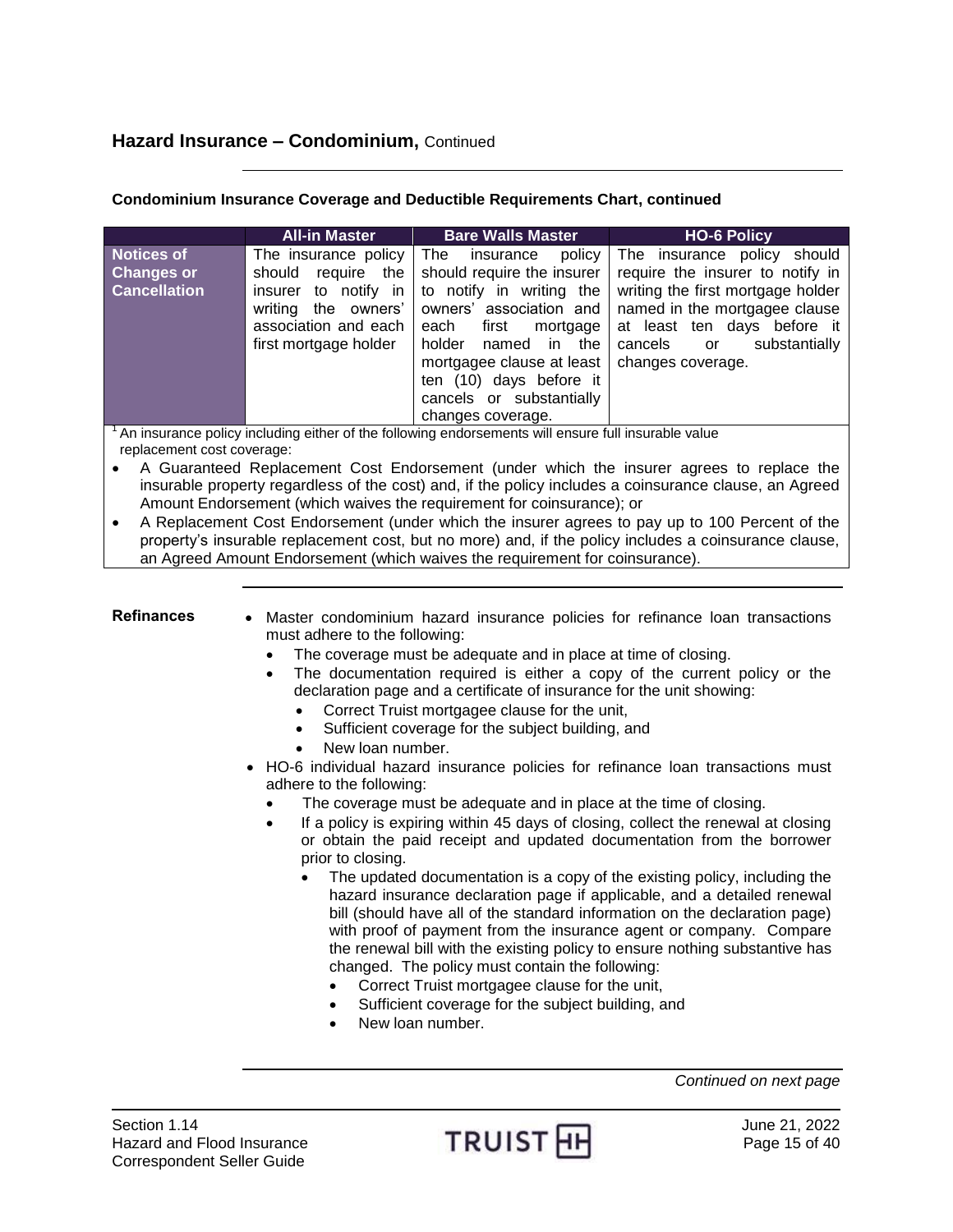## Hazard Insurance – Condominium, Continued

### Condominium Insurance Coverage and Deductible Requirements Chart, continued

| | All-in Master | Bare Walls Master | HO-6 Policy |
|---|---|---|---|
| **Notices of Changes or Cancellation** | The insurance policy should require the insurer to notify in writing the owners' association and each first mortgage holder | The insurance policy should require the insurer to notify in writing the owners' association and each first mortgage holder named in the mortgagee clause at least ten (10) days before it cancels or substantially changes coverage. | The insurance policy should require the insurer to notify in writing the first mortgage holder named in the mortgagee clause at least ten days before it cancels or substantially changes coverage. |

[1] An insurance policy including either of the following endorsements will ensure full insurable value replacement cost coverage:

- A Guaranteed Replacement Cost Endorsement (under which the insurer agrees to replace the insurable property regardless of the cost) and, if the policy includes a coinsurance clause, an Agreed Amount Endorsement (which waives the requirement for coinsurance); or
- A Replacement Cost Endorsement (under which the insurer agrees to pay up to 100 Percent of the property's insurable replacement cost, but no more) and, if the policy includes a coinsurance clause, an Agreed Amount Endorsement (which waives the requirement for coinsurance).

### Refinances

- Master condominium hazard insurance policies for refinance loan transactions must adhere to the following:
  - The coverage must be adequate and in place at time of closing.
  - The documentation required is either a copy of the current policy or the declaration page and a certificate of insurance for the unit showing:
    - Correct Truist mortgagee clause for the unit,
    - Sufficient coverage for the subject building, and
    - New loan number.
- HO-6 individual hazard insurance policies for refinance loan transactions must adhere to the following:
  - The coverage must be adequate and in place at the time of closing.
  - If a policy is expiring within 45 days of closing, collect the renewal at closing or obtain the paid receipt and updated documentation from the borrower prior to closing.
    - The updated documentation is a copy of the existing policy, including the hazard insurance declaration page if applicable, and a detailed renewal bill (should have all of the standard information on the declaration page) with proof of payment from the insurance agent or company. Compare the renewal bill with the existing policy to ensure nothing substantive has changed. The policy must contain the following:
      - Correct Truist mortgagee clause for the unit,
      - Sufficient coverage for the subject building, and
      - New loan number.

*Continued on next page*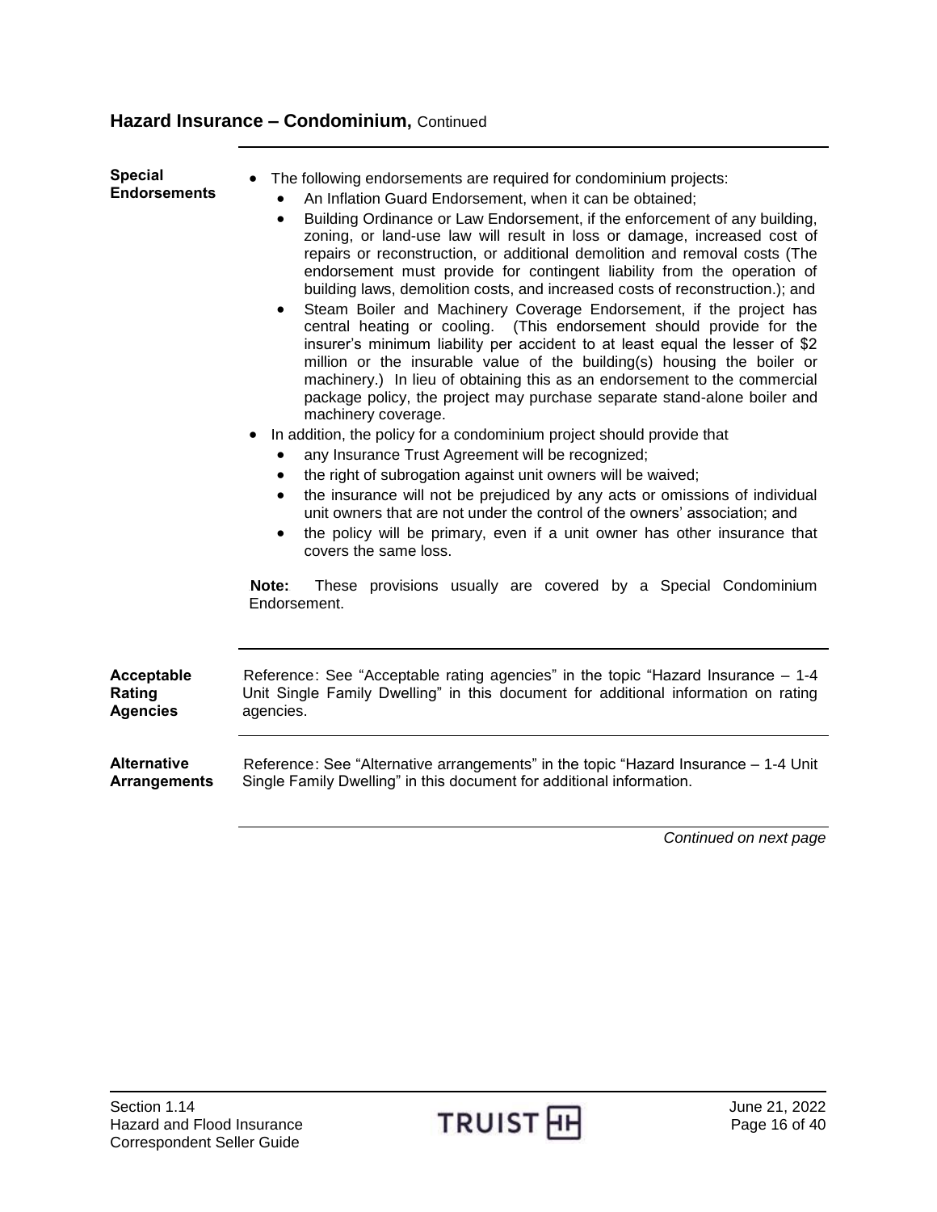## Hazard Insurance – Condominium, Continued

**Special Endorsements**

- The following endorsements are required for condominium projects:
  - An Inflation Guard Endorsement, when it can be obtained;
  - Building Ordinance or Law Endorsement, if the enforcement of any building, zoning, or land-use law will result in loss or damage, increased cost of repairs or reconstruction, or additional demolition and removal costs (The endorsement must provide for contingent liability from the operation of building laws, demolition costs, and increased costs of reconstruction.); and
  - Steam Boiler and Machinery Coverage Endorsement, if the project has central heating or cooling. (This endorsement should provide for the insurer's minimum liability per accident to at least equal the lesser of $2 million or the insurable value of the building(s) housing the boiler or machinery.) In lieu of obtaining this as an endorsement to the commercial package policy, the project may purchase separate stand-alone boiler and machinery coverage.
- In addition, the policy for a condominium project should provide that
  - any Insurance Trust Agreement will be recognized;
  - the right of subrogation against unit owners will be waived;
  - the insurance will not be prejudiced by any acts or omissions of individual unit owners that are not under the control of the owners' association; and
  - the policy will be primary, even if a unit owner has other insurance that covers the same loss.

**Note:** These provisions usually are covered by a Special Condominium Endorsement.

**Acceptable Rating Agencies**

Reference: See "Acceptable rating agencies" in the topic "Hazard Insurance – 1-4 Unit Single Family Dwelling" in this document for additional information on rating agencies.

**Alternative Arrangements**

Reference: See "Alternative arrangements" in the topic "Hazard Insurance – 1-4 Unit Single Family Dwelling" in this document for additional information.

*Continued on next page*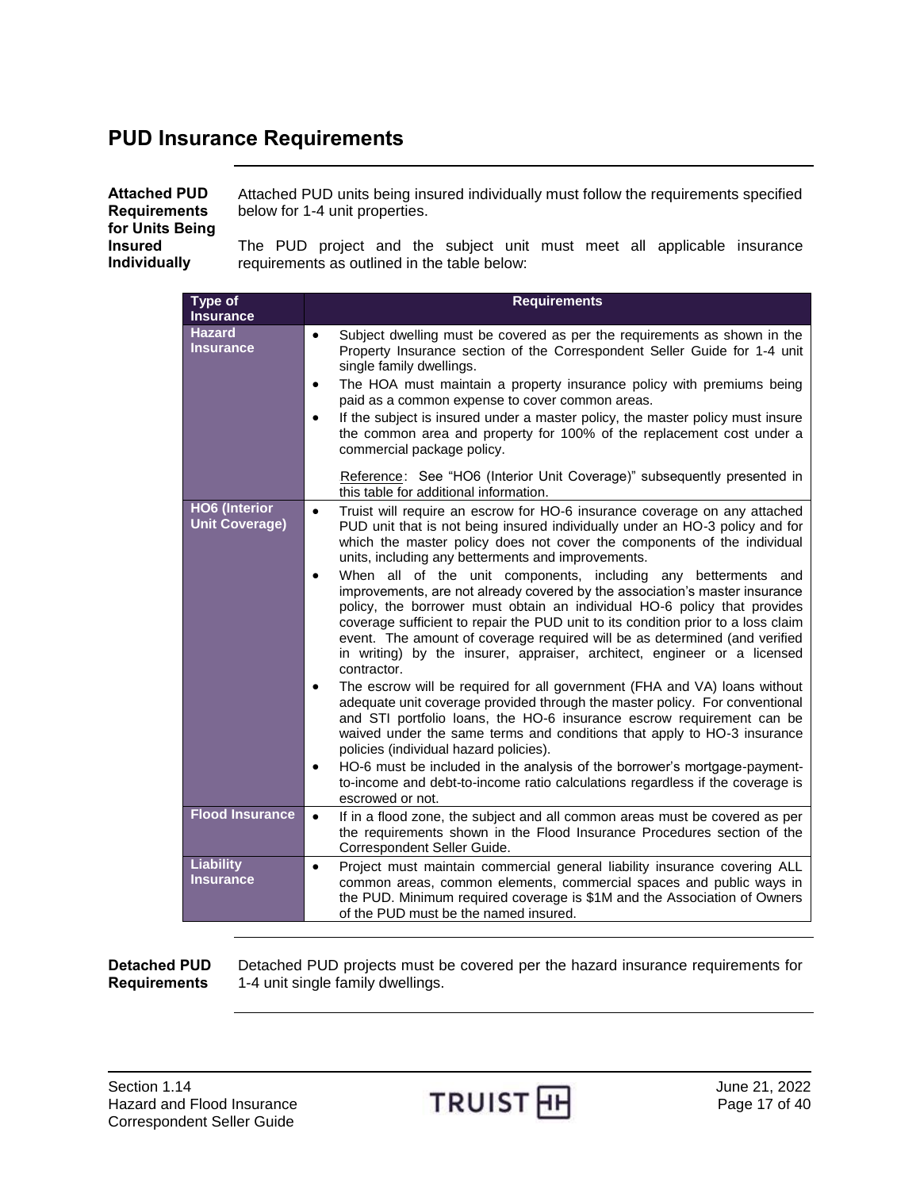# PUD Insurance Requirements

**Attached PUD Requirements for Units Being Insured Individually**

Attached PUD units being insured individually must follow the requirements specified below for 1-4 unit properties.

The PUD project and the subject unit must meet all applicable insurance requirements as outlined in the table below:

| Type of Insurance | Requirements |
| --- | --- |
| **Hazard Insurance** | • Subject dwelling must be covered as per the requirements as shown in the Property Insurance section of the Correspondent Seller Guide for 1-4 unit single family dwellings.<br>• The HOA must maintain a property insurance policy with premiums being paid as a common expense to cover common areas.<br>• If the subject is insured under a master policy, the master policy must insure the common area and property for 100% of the replacement cost under a commercial package policy.<br><br>Reference: See "HO6 (Interior Unit Coverage)" subsequently presented in this table for additional information. |
| **HO6 (Interior Unit Coverage)** | • Truist will require an escrow for HO-6 insurance coverage on any attached PUD unit that is not being insured individually under an HO-3 policy and for which the master policy does not cover the components of the individual units, including any betterments and improvements.<br>• When all of the unit components, including any betterments and improvements, are not already covered by the association's master insurance policy, the borrower must obtain an individual HO-6 policy that provides coverage sufficient to repair the PUD unit to its condition prior to a loss claim event. The amount of coverage required will be as determined (and verified in writing) by the insurer, appraiser, architect, engineer or a licensed contractor.<br>• The escrow will be required for all government (FHA and VA) loans without adequate unit coverage provided through the master policy. For conventional and STI portfolio loans, the HO-6 insurance escrow requirement can be waived under the same terms and conditions that apply to HO-3 insurance policies (individual hazard policies).<br>• HO-6 must be included in the analysis of the borrower's mortgage-payment-to-income and debt-to-income ratio calculations regardless if the coverage is escrowed or not. |
| **Flood Insurance** | • If in a flood zone, the subject and all common areas must be covered as per the requirements shown in the Flood Insurance Procedures section of the Correspondent Seller Guide. |
| **Liability Insurance** | • Project must maintain commercial general liability insurance covering ALL common areas, common elements, commercial spaces and public ways in the PUD. Minimum required coverage is $1M and the Association of Owners of the PUD must be the named insured. |

**Detached PUD Requirements**

Detached PUD projects must be covered per the hazard insurance requirements for 1-4 unit single family dwellings.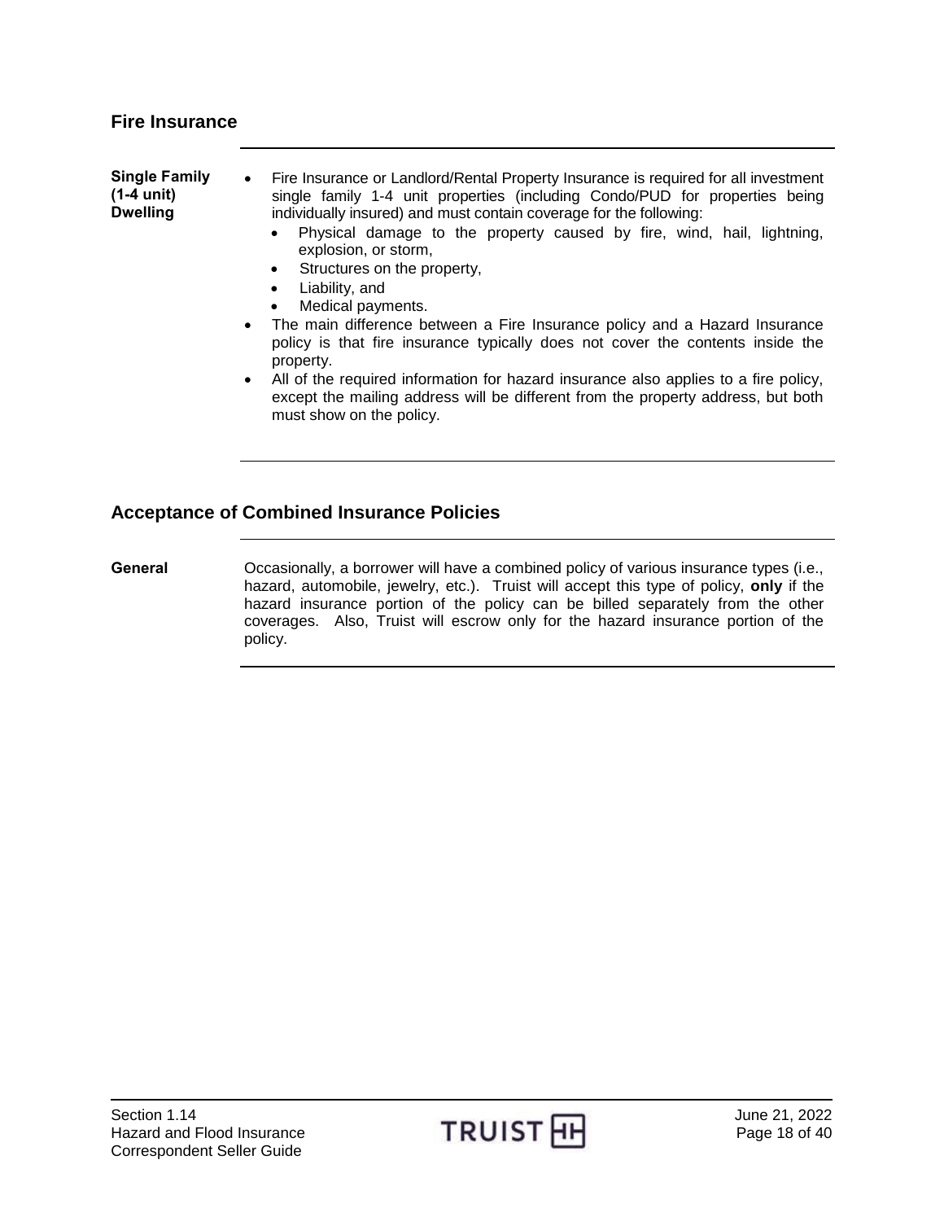## Fire Insurance

**Single Family (1-4 unit) Dwelling**

- Fire Insurance or Landlord/Rental Property Insurance is required for all investment single family 1-4 unit properties (including Condo/PUD for properties being individually insured) and must contain coverage for the following:
  - Physical damage to the property caused by fire, wind, hail, lightning, explosion, or storm,
  - Structures on the property,
  - Liability, and
  - Medical payments.
- The main difference between a Fire Insurance policy and a Hazard Insurance policy is that fire insurance typically does not cover the contents inside the property.
- All of the required information for hazard insurance also applies to a fire policy, except the mailing address will be different from the property address, but both must show on the policy.

## Acceptance of Combined Insurance Policies

**General**

Occasionally, a borrower will have a combined policy of various insurance types (i.e., hazard, automobile, jewelry, etc.). Truist will accept this type of policy, **only** if the hazard insurance portion of the policy can be billed separately from the other coverages. Also, Truist will escrow only for the hazard insurance portion of the policy.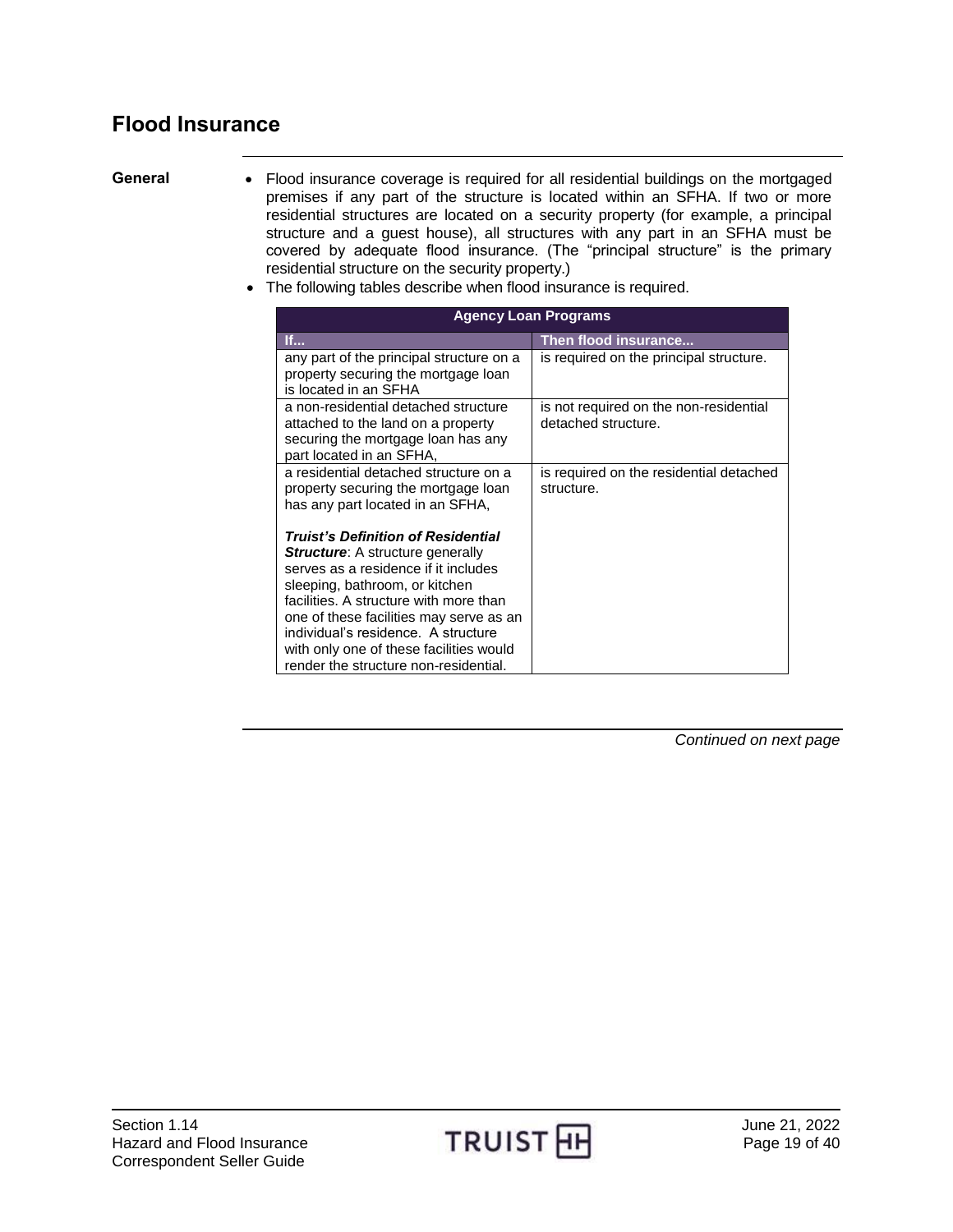# Flood Insurance

**General**

- Flood insurance coverage is required for all residential buildings on the mortgaged premises if any part of the structure is located within an SFHA. If two or more residential structures are located on a security property (for example, a principal structure and a guest house), all structures with any part in an SFHA must be covered by adequate flood insurance. (The "principal structure" is the primary residential structure on the security property.)
- The following tables describe when flood insurance is required.

| **Agency Loan Programs** | |
|---|---|
| **If...** | **Then flood insurance...** |
| any part of the principal structure on a property securing the mortgage loan is located in an SFHA | is required on the principal structure. |
| a non-residential detached structure attached to the land on a property securing the mortgage loan has any part located in an SFHA, | is not required on the non-residential detached structure. |
| a residential detached structure on a property securing the mortgage loan has any part located in an SFHA,<br><br>***Truist's Definition of Residential Structure***: A structure generally serves as a residence if it includes sleeping, bathroom, or kitchen facilities. A structure with more than one of these facilities may serve as an individual's residence. A structure with only one of these facilities would render the structure non-residential. | is required on the residential detached structure. |

*Continued on next page*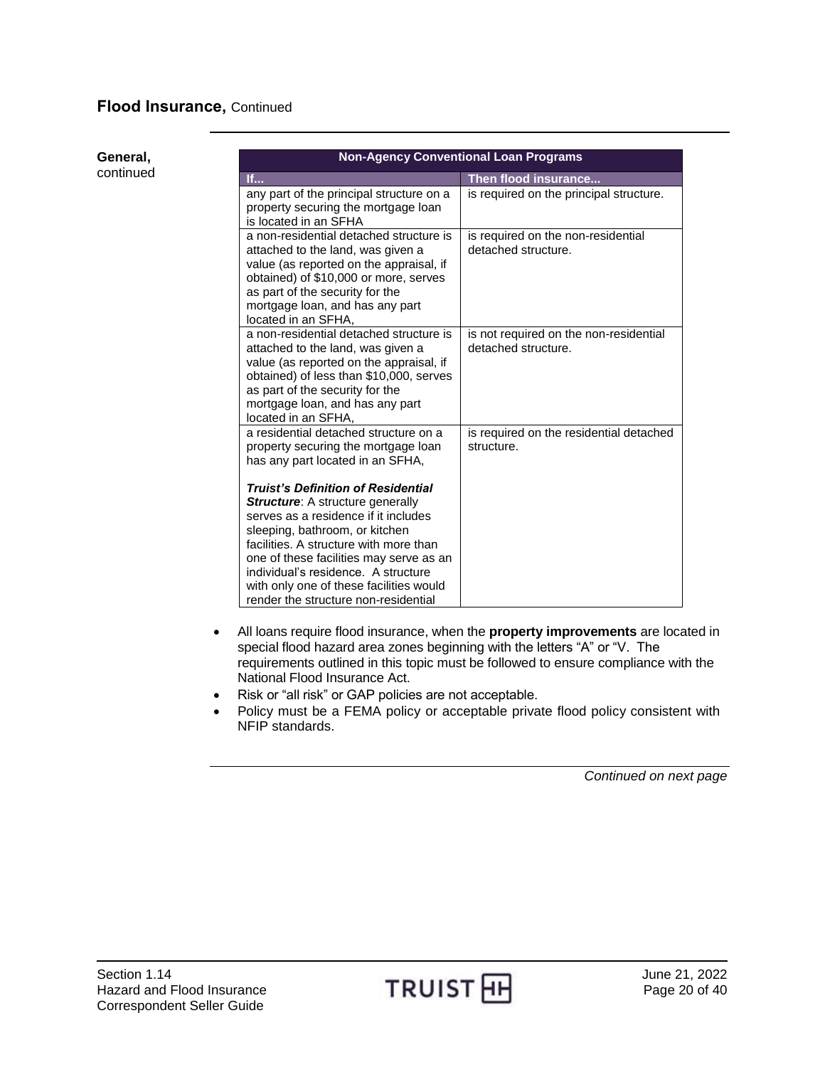## Flood Insurance, Continued

**General,** continued

| Non-Agency Conventional Loan Programs | |
|---|---|
| **If...** | **Then flood insurance...** |
| any part of the principal structure on a property securing the mortgage loan is located in an SFHA | is required on the principal structure. |
| a non-residential detached structure is attached to the land, was given a value (as reported on the appraisal, if obtained) of $10,000 or more, serves as part of the security for the mortgage loan, and has any part located in an SFHA, | is required on the non-residential detached structure. |
| a non-residential detached structure is attached to the land, was given a value (as reported on the appraisal, if obtained) of less than $10,000, serves as part of the security for the mortgage loan, and has any part located in an SFHA, | is not required on the non-residential detached structure. |
| a residential detached structure on a property securing the mortgage loan has any part located in an SFHA,<br><br>***Truist's Definition of Residential Structure***: A structure generally serves as a residence if it includes sleeping, bathroom, or kitchen facilities. A structure with more than one of these facilities may serve as an individual's residence. A structure with only one of these facilities would render the structure non-residential | is required on the residential detached structure. |

- All loans require flood insurance, when the **property improvements** are located in special flood hazard area zones beginning with the letters "A" or "V. The requirements outlined in this topic must be followed to ensure compliance with the National Flood Insurance Act.
- Risk or "all risk" or GAP policies are not acceptable.
- Policy must be a FEMA policy or acceptable private flood policy consistent with NFIP standards.

*Continued on next page*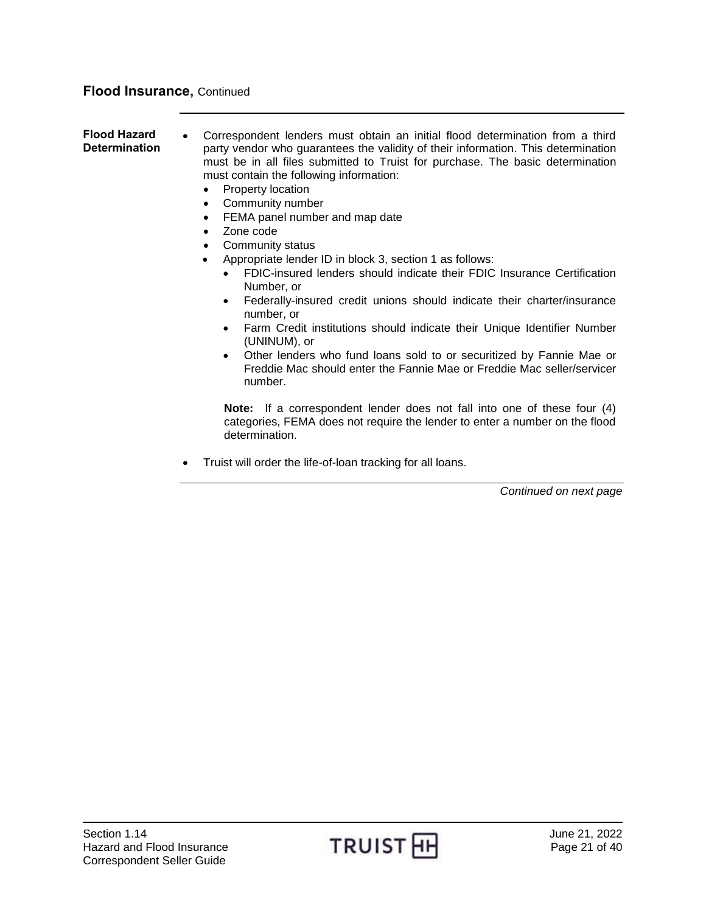## Flood Insurance, Continued

**Flood Hazard Determination**

- Correspondent lenders must obtain an initial flood determination from a third party vendor who guarantees the validity of their information. This determination must be in all files submitted to Truist for purchase. The basic determination must contain the following information:
  - Property location
  - Community number
  - FEMA panel number and map date
  - Zone code
  - Community status
  - Appropriate lender ID in block 3, section 1 as follows:
    - FDIC-insured lenders should indicate their FDIC Insurance Certification Number, or
    - Federally-insured credit unions should indicate their charter/insurance number, or
    - Farm Credit institutions should indicate their Unique Identifier Number (UNINUM), or
    - Other lenders who fund loans sold to or securitized by Fannie Mae or Freddie Mac should enter the Fannie Mae or Freddie Mac seller/servicer number.

  **Note:** If a correspondent lender does not fall into one of these four (4) categories, FEMA does not require the lender to enter a number on the flood determination.

- Truist will order the life-of-loan tracking for all loans.

*Continued on next page*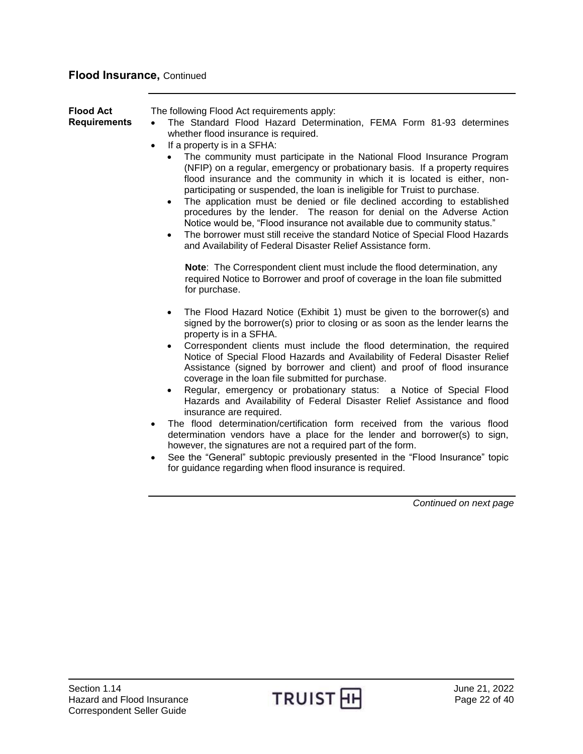## Flood Insurance, Continued

**Flood Act Requirements**

The following Flood Act requirements apply:

- The Standard Flood Hazard Determination, FEMA Form 81-93 determines whether flood insurance is required.
- If a property is in a SFHA:
  - The community must participate in the National Flood Insurance Program (NFIP) on a regular, emergency or probationary basis. If a property requires flood insurance and the community in which it is located is either, non-participating or suspended, the loan is ineligible for Truist to purchase.
  - The application must be denied or file declined according to established procedures by the lender. The reason for denial on the Adverse Action Notice would be, "Flood insurance not available due to community status."
  - The borrower must still receive the standard Notice of Special Flood Hazards and Availability of Federal Disaster Relief Assistance form.

    **Note**: The Correspondent client must include the flood determination, any required Notice to Borrower and proof of coverage in the loan file submitted for purchase.

  - The Flood Hazard Notice (Exhibit 1) must be given to the borrower(s) and signed by the borrower(s) prior to closing or as soon as the lender learns the property is in a SFHA.
  - Correspondent clients must include the flood determination, the required Notice of Special Flood Hazards and Availability of Federal Disaster Relief Assistance (signed by borrower and client) and proof of flood insurance coverage in the loan file submitted for purchase.
  - Regular, emergency or probationary status: a Notice of Special Flood Hazards and Availability of Federal Disaster Relief Assistance and flood insurance are required.
- The flood determination/certification form received from the various flood determination vendors have a place for the lender and borrower(s) to sign, however, the signatures are not a required part of the form.
- See the "General" subtopic previously presented in the "Flood Insurance" topic for guidance regarding when flood insurance is required.

*Continued on next page*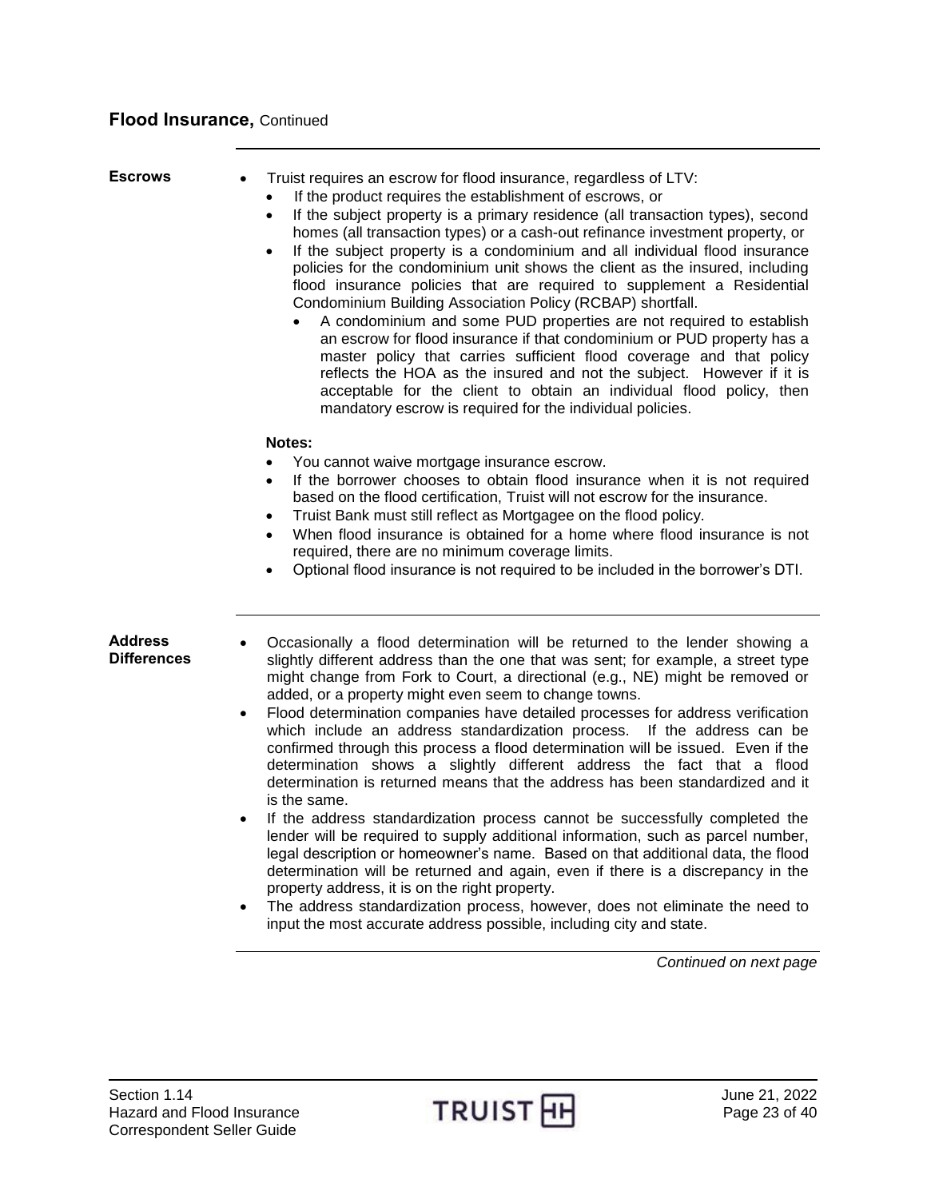## Flood Insurance, Continued

### Escrows

- Truist requires an escrow for flood insurance, regardless of LTV:
  - If the product requires the establishment of escrows, or
  - If the subject property is a primary residence (all transaction types), second homes (all transaction types) or a cash-out refinance investment property, or
  - If the subject property is a condominium and all individual flood insurance policies for the condominium unit shows the client as the insured, including flood insurance policies that are required to supplement a Residential Condominium Building Association Policy (RCBAP) shortfall.
    - A condominium and some PUD properties are not required to establish an escrow for flood insurance if that condominium or PUD property has a master policy that carries sufficient flood coverage and that policy reflects the HOA as the insured and not the subject. However if it is acceptable for the client to obtain an individual flood policy, then mandatory escrow is required for the individual policies.

**Notes:**

- You cannot waive mortgage insurance escrow.
- If the borrower chooses to obtain flood insurance when it is not required based on the flood certification, Truist will not escrow for the insurance.
- Truist Bank must still reflect as Mortgagee on the flood policy.
- When flood insurance is obtained for a home where flood insurance is not required, there are no minimum coverage limits.
- Optional flood insurance is not required to be included in the borrower's DTI.

### Address Differences

- Occasionally a flood determination will be returned to the lender showing a slightly different address than the one that was sent; for example, a street type might change from Fork to Court, a directional (e.g., NE) might be removed or added, or a property might even seem to change towns.
- Flood determination companies have detailed processes for address verification which include an address standardization process. If the address can be confirmed through this process a flood determination will be issued. Even if the determination shows a slightly different address the fact that a flood determination is returned means that the address has been standardized and it is the same.
- If the address standardization process cannot be successfully completed the lender will be required to supply additional information, such as parcel number, legal description or homeowner's name. Based on that additional data, the flood determination will be returned and again, even if there is a discrepancy in the property address, it is on the right property.
- The address standardization process, however, does not eliminate the need to input the most accurate address possible, including city and state.

*Continued on next page*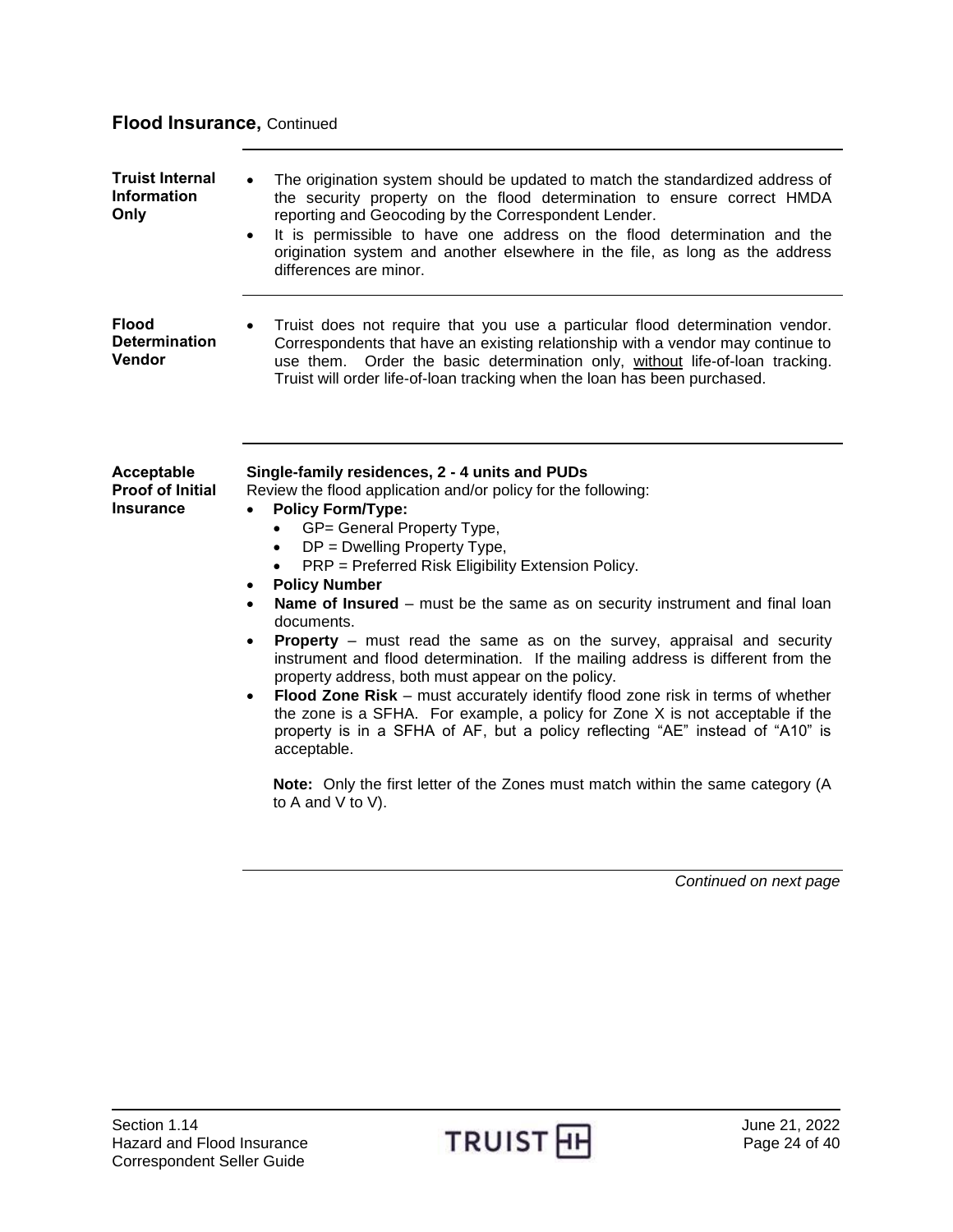## Flood Insurance, Continued

**Truist Internal Information Only**

- The origination system should be updated to match the standardized address of the security property on the flood determination to ensure correct HMDA reporting and Geocoding by the Correspondent Lender.
- It is permissible to have one address on the flood determination and the origination system and another elsewhere in the file, as long as the address differences are minor.

**Flood Determination Vendor**

- Truist does not require that you use a particular flood determination vendor. Correspondents that have an existing relationship with a vendor may continue to use them. Order the basic determination only, without life-of-loan tracking. Truist will order life-of-loan tracking when the loan has been purchased.

**Acceptable Proof of Initial Insurance**

**Single-family residences, 2 - 4 units and PUDs**

Review the flood application and/or policy for the following:

- **Policy Form/Type:**
  - GP= General Property Type,
  - DP = Dwelling Property Type,
  - PRP = Preferred Risk Eligibility Extension Policy.
- **Policy Number**
- **Name of Insured** – must be the same as on security instrument and final loan documents.
- **Property** – must read the same as on the survey, appraisal and security instrument and flood determination. If the mailing address is different from the property address, both must appear on the policy.
- **Flood Zone Risk** – must accurately identify flood zone risk in terms of whether the zone is a SFHA. For example, a policy for Zone X is not acceptable if the property is in a SFHA of AF, but a policy reflecting "AE" instead of "A10" is acceptable.

  **Note:** Only the first letter of the Zones must match within the same category (A to A and V to V).

*Continued on next page*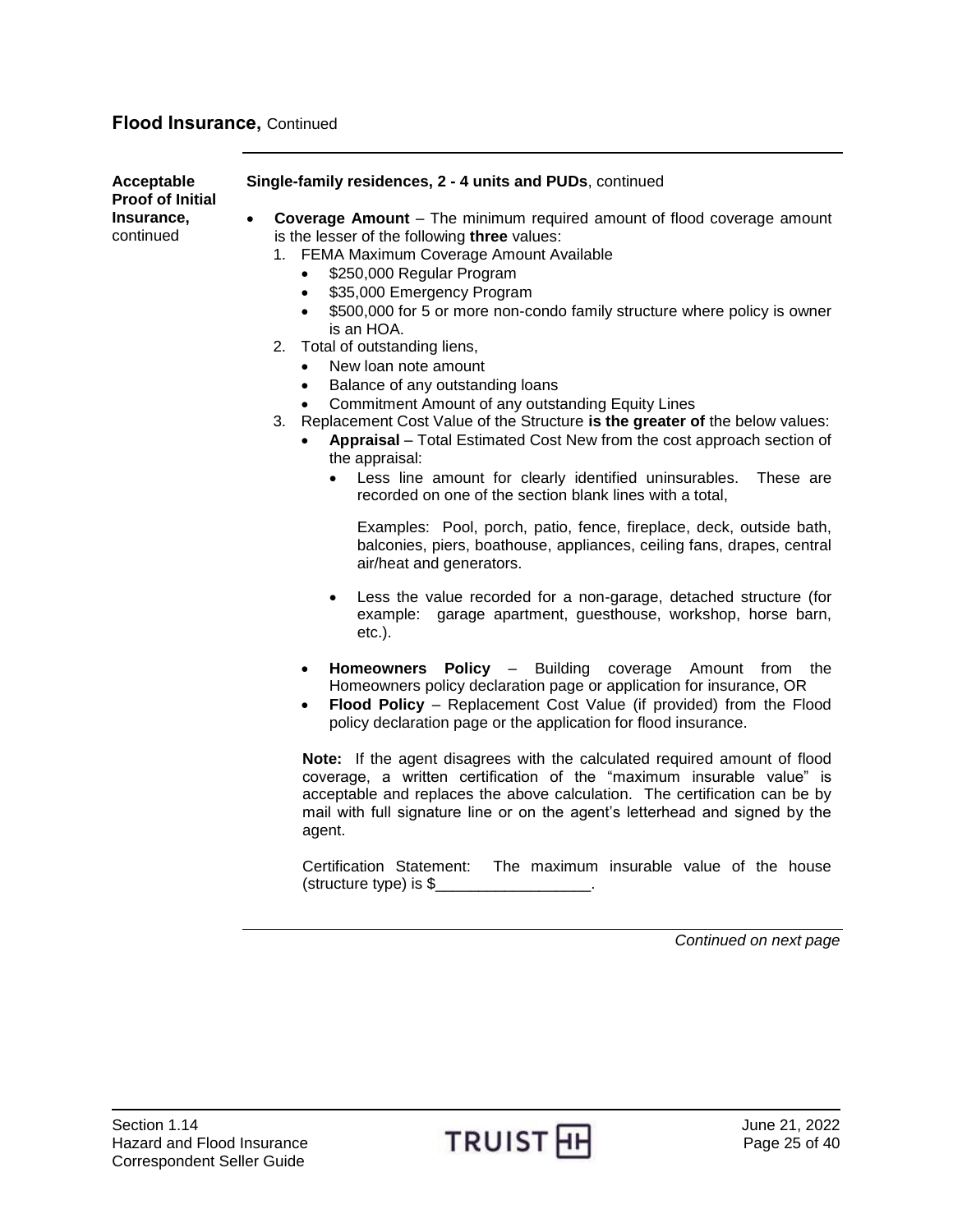## Flood Insurance, Continued

**Acceptable Proof of Initial Insurance,** continued

**Single-family residences, 2 - 4 units and PUDs**, continued

- **Coverage Amount** – The minimum required amount of flood coverage amount is the lesser of the following **three** values:
  1. FEMA Maximum Coverage Amount Available
     - $250,000 Regular Program
     - $35,000 Emergency Program
     - $500,000 for 5 or more non-condo family structure where policy is owner is an HOA.
  2. Total of outstanding liens,
     - New loan note amount
     - Balance of any outstanding loans
     - Commitment Amount of any outstanding Equity Lines
  3. Replacement Cost Value of the Structure **is the greater of** the below values:
     - **Appraisal** – Total Estimated Cost New from the cost approach section of the appraisal:
       - Less line amount for clearly identified uninsurables. These are recorded on one of the section blank lines with a total,

         Examples: Pool, porch, patio, fence, fireplace, deck, outside bath, balconies, piers, boathouse, appliances, ceiling fans, drapes, central air/heat and generators.

       - Less the value recorded for a non-garage, detached structure (for example: garage apartment, guesthouse, workshop, horse barn, etc.).

     - **Homeowners Policy** – Building coverage Amount from the Homeowners policy declaration page or application for insurance, OR
     - **Flood Policy** – Replacement Cost Value (if provided) from the Flood policy declaration page or the application for flood insurance.

  **Note:** If the agent disagrees with the calculated required amount of flood coverage, a written certification of the "maximum insurable value" is acceptable and replaces the above calculation. The certification can be by mail with full signature line or on the agent's letterhead and signed by the agent.

  Certification Statement: The maximum insurable value of the house (structure type) is $__________________.

*Continued on next page*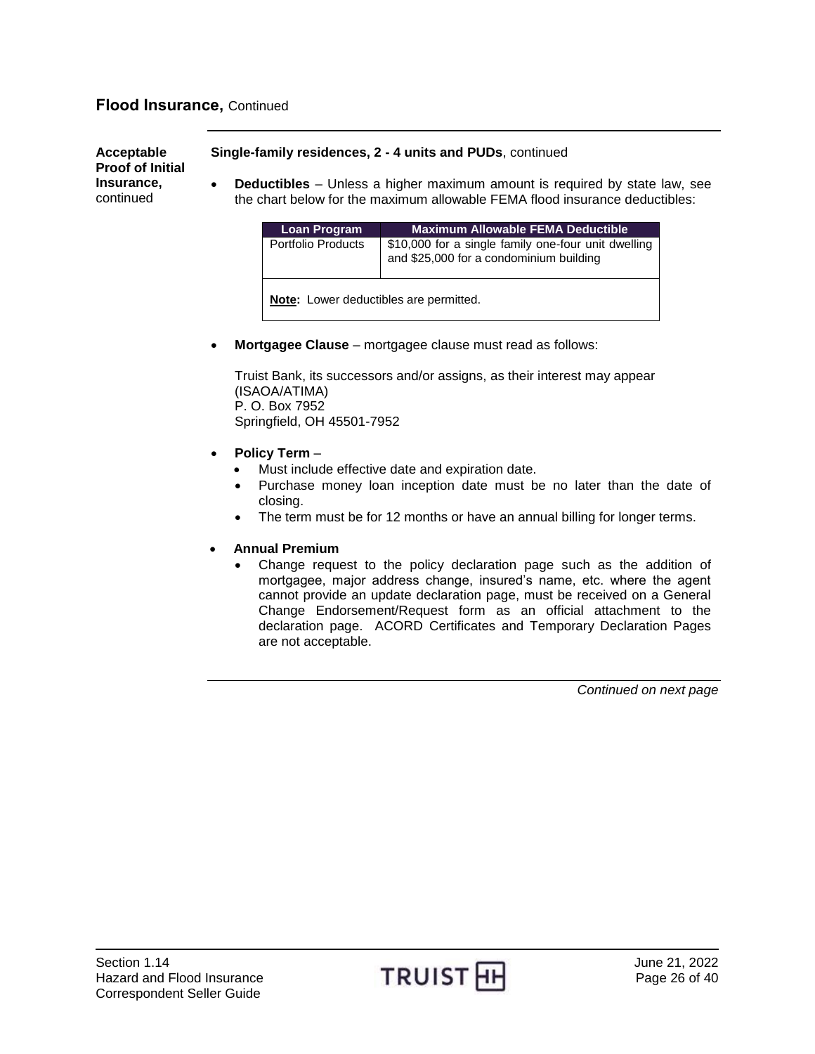## Flood Insurance, Continued

**Acceptable Proof of Initial Insurance,** continued

**Single-family residences, 2 - 4 units and PUDs**, continued

- **Deductibles** – Unless a higher maximum amount is required by state law, see the chart below for the maximum allowable FEMA flood insurance deductibles:

| Loan Program | Maximum Allowable FEMA Deductible |
|---|---|
| Portfolio Products | $10,000 for a single family one-four unit dwelling and $25,000 for a condominium building |
| **Note:** Lower deductibles are permitted. | |

- **Mortgagee Clause** – mortgagee clause must read as follows:

  Truist Bank, its successors and/or assigns, as their interest may appear (ISAOA/ATIMA)
  P. O. Box 7952
  Springfield, OH 45501-7952

- **Policy Term** –
  - Must include effective date and expiration date.
  - Purchase money loan inception date must be no later than the date of closing.
  - The term must be for 12 months or have an annual billing for longer terms.

- **Annual Premium**
  - Change request to the policy declaration page such as the addition of mortgagee, major address change, insured's name, etc. where the agent cannot provide an update declaration page, must be received on a General Change Endorsement/Request form as an official attachment to the declaration page. ACORD Certificates and Temporary Declaration Pages are not acceptable.

*Continued on next page*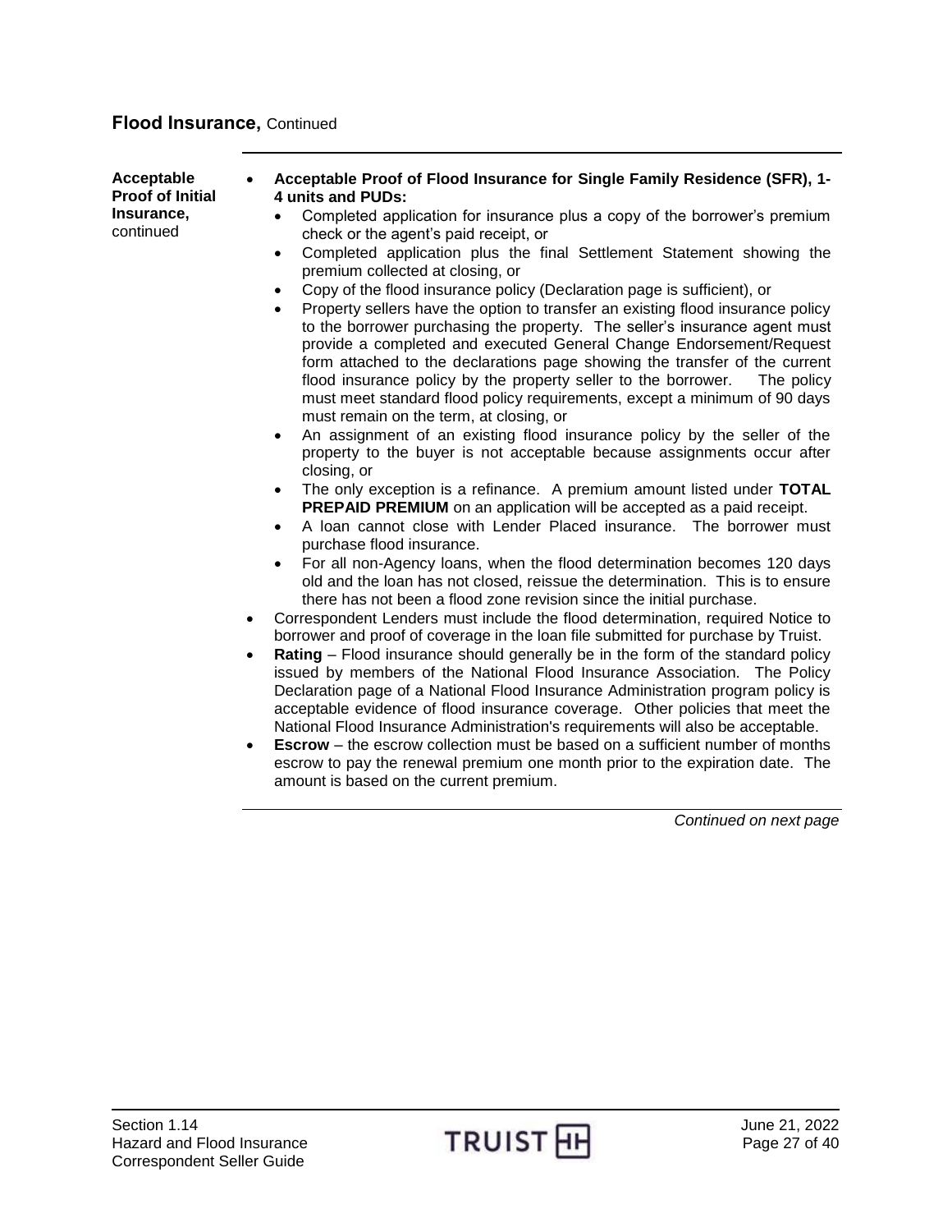## Flood Insurance, Continued

**Acceptable Proof of Initial Insurance,** continued

- **Acceptable Proof of Flood Insurance for Single Family Residence (SFR), 1-4 units and PUDs:**
  - Completed application for insurance plus a copy of the borrower's premium check or the agent's paid receipt, or
  - Completed application plus the final Settlement Statement showing the premium collected at closing, or
  - Copy of the flood insurance policy (Declaration page is sufficient), or
  - Property sellers have the option to transfer an existing flood insurance policy to the borrower purchasing the property. The seller's insurance agent must provide a completed and executed General Change Endorsement/Request form attached to the declarations page showing the transfer of the current flood insurance policy by the property seller to the borrower. The policy must meet standard flood policy requirements, except a minimum of 90 days must remain on the term, at closing, or
  - An assignment of an existing flood insurance policy by the seller of the property to the buyer is not acceptable because assignments occur after closing, or
  - The only exception is a refinance. A premium amount listed under **TOTAL PREPAID PREMIUM** on an application will be accepted as a paid receipt.
  - A loan cannot close with Lender Placed insurance. The borrower must purchase flood insurance.
  - For all non-Agency loans, when the flood determination becomes 120 days old and the loan has not closed, reissue the determination. This is to ensure there has not been a flood zone revision since the initial purchase.
- Correspondent Lenders must include the flood determination, required Notice to borrower and proof of coverage in the loan file submitted for purchase by Truist.
- **Rating** – Flood insurance should generally be in the form of the standard policy issued by members of the National Flood Insurance Association. The Policy Declaration page of a National Flood Insurance Administration program policy is acceptable evidence of flood insurance coverage. Other policies that meet the National Flood Insurance Administration's requirements will also be acceptable.
- **Escrow** – the escrow collection must be based on a sufficient number of months escrow to pay the renewal premium one month prior to the expiration date. The amount is based on the current premium.

*Continued on next page*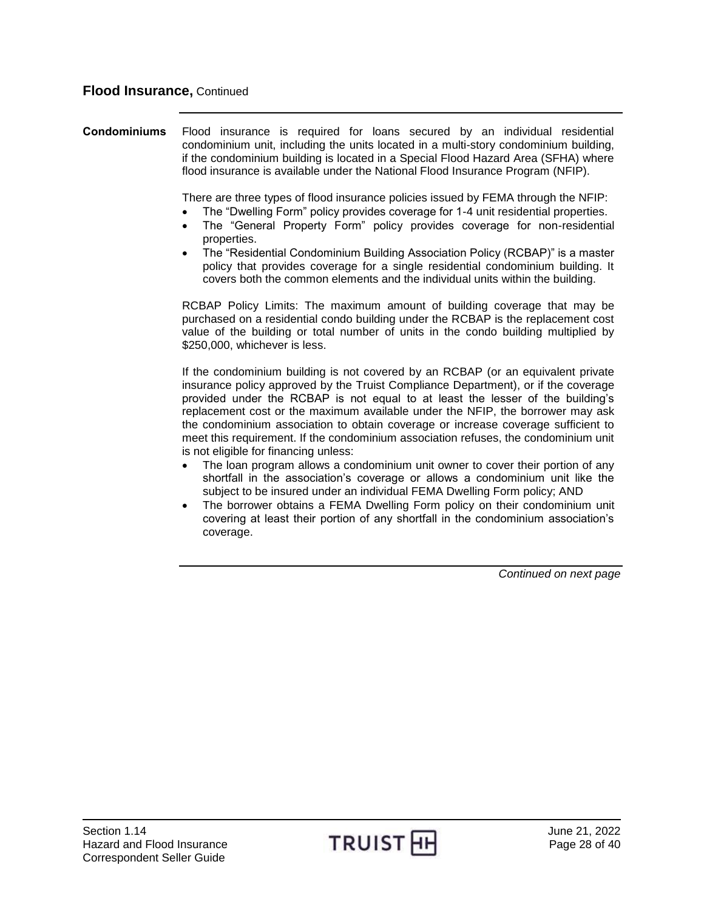## Flood Insurance, Continued

**Condominiums**

Flood insurance is required for loans secured by an individual residential condominium unit, including the units located in a multi-story condominium building, if the condominium building is located in a Special Flood Hazard Area (SFHA) where flood insurance is available under the National Flood Insurance Program (NFIP).

There are three types of flood insurance policies issued by FEMA through the NFIP:

- The "Dwelling Form" policy provides coverage for 1-4 unit residential properties.
- The "General Property Form" policy provides coverage for non-residential properties.
- The "Residential Condominium Building Association Policy (RCBAP)" is a master policy that provides coverage for a single residential condominium building. It covers both the common elements and the individual units within the building.

RCBAP Policy Limits: The maximum amount of building coverage that may be purchased on a residential condo building under the RCBAP is the replacement cost value of the building or total number of units in the condo building multiplied by $250,000, whichever is less.

If the condominium building is not covered by an RCBAP (or an equivalent private insurance policy approved by the Truist Compliance Department), or if the coverage provided under the RCBAP is not equal to at least the lesser of the building's replacement cost or the maximum available under the NFIP, the borrower may ask the condominium association to obtain coverage or increase coverage sufficient to meet this requirement. If the condominium association refuses, the condominium unit is not eligible for financing unless:

- The loan program allows a condominium unit owner to cover their portion of any shortfall in the association's coverage or allows a condominium unit like the subject to be insured under an individual FEMA Dwelling Form policy; AND
- The borrower obtains a FEMA Dwelling Form policy on their condominium unit covering at least their portion of any shortfall in the condominium association's coverage.

*Continued on next page*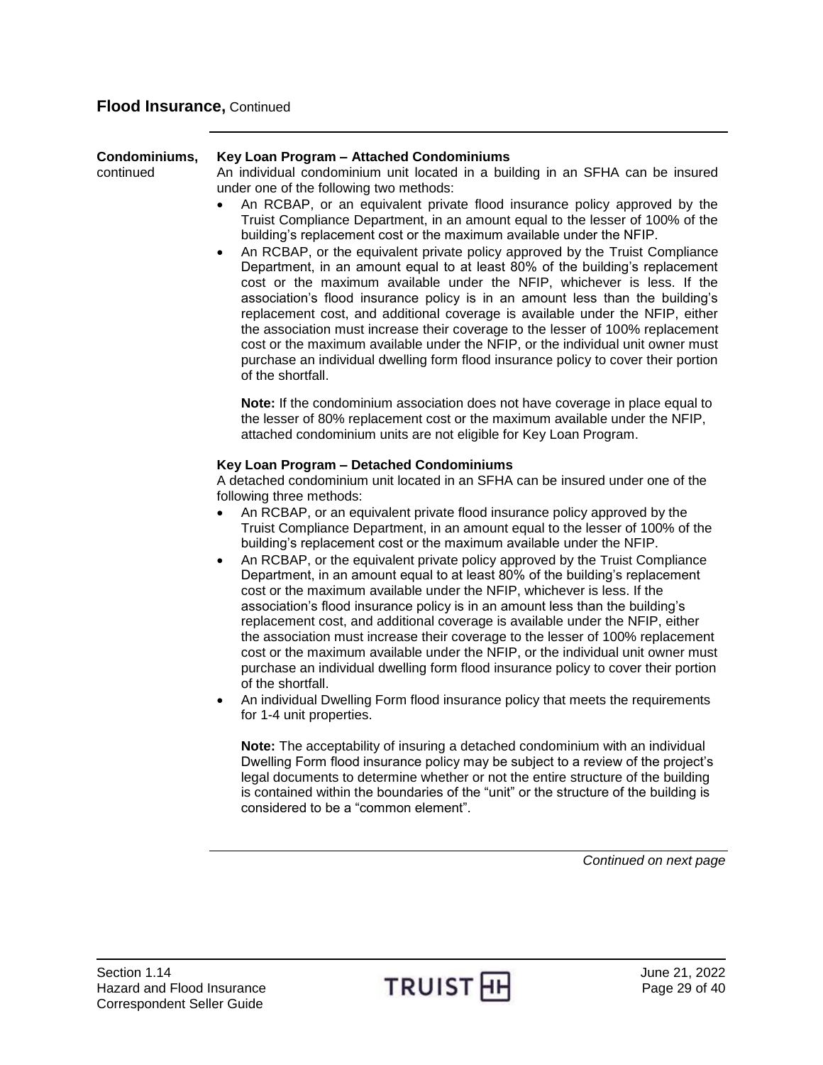## Flood Insurance, Continued

**Condominiums,** continued

**Key Loan Program – Attached Condominiums**

An individual condominium unit located in a building in an SFHA can be insured under one of the following two methods:

- An RCBAP, or an equivalent private flood insurance policy approved by the Truist Compliance Department, in an amount equal to the lesser of 100% of the building's replacement cost or the maximum available under the NFIP.
- An RCBAP, or the equivalent private policy approved by the Truist Compliance Department, in an amount equal to at least 80% of the building's replacement cost or the maximum available under the NFIP, whichever is less. If the association's flood insurance policy is in an amount less than the building's replacement cost, and additional coverage is available under the NFIP, either the association must increase their coverage to the lesser of 100% replacement cost or the maximum available under the NFIP, or the individual unit owner must purchase an individual dwelling form flood insurance policy to cover their portion of the shortfall.

**Note:** If the condominium association does not have coverage in place equal to the lesser of 80% replacement cost or the maximum available under the NFIP, attached condominium units are not eligible for Key Loan Program.

**Key Loan Program – Detached Condominiums**

A detached condominium unit located in an SFHA can be insured under one of the following three methods:

- An RCBAP, or an equivalent private flood insurance policy approved by the Truist Compliance Department, in an amount equal to the lesser of 100% of the building's replacement cost or the maximum available under the NFIP.
- An RCBAP, or the equivalent private policy approved by the Truist Compliance Department, in an amount equal to at least 80% of the building's replacement cost or the maximum available under the NFIP, whichever is less. If the association's flood insurance policy is in an amount less than the building's replacement cost, and additional coverage is available under the NFIP, either the association must increase their coverage to the lesser of 100% replacement cost or the maximum available under the NFIP, or the individual unit owner must purchase an individual dwelling form flood insurance policy to cover their portion of the shortfall.
- An individual Dwelling Form flood insurance policy that meets the requirements for 1-4 unit properties.

**Note:** The acceptability of insuring a detached condominium with an individual Dwelling Form flood insurance policy may be subject to a review of the project's legal documents to determine whether or not the entire structure of the building is contained within the boundaries of the "unit" or the structure of the building is considered to be a "common element".

*Continued on next page*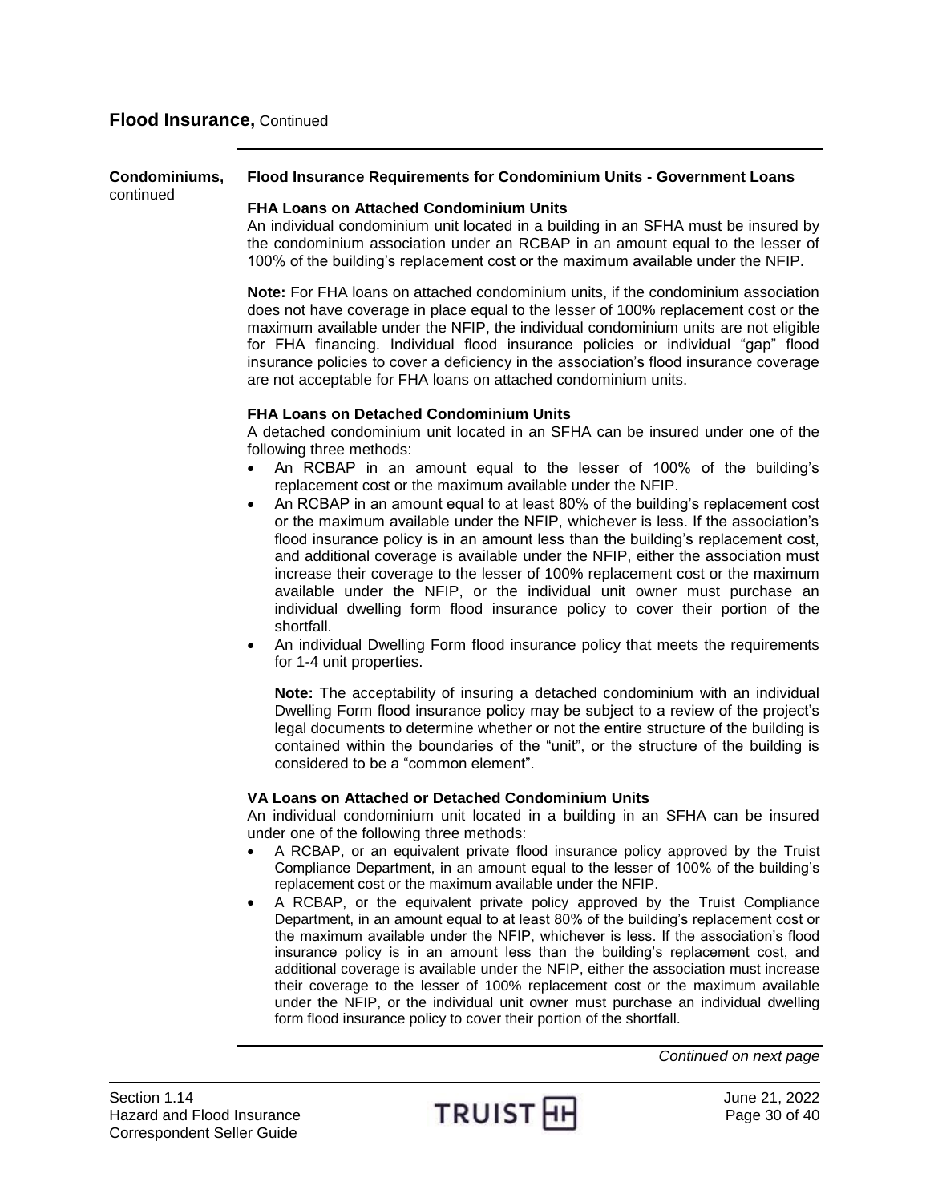## Flood Insurance, Continued

**Condominiums,** continued

### Flood Insurance Requirements for Condominium Units - Government Loans

**FHA Loans on Attached Condominium Units**

An individual condominium unit located in a building in an SFHA must be insured by the condominium association under an RCBAP in an amount equal to the lesser of 100% of the building's replacement cost or the maximum available under the NFIP.

**Note:** For FHA loans on attached condominium units, if the condominium association does not have coverage in place equal to the lesser of 100% replacement cost or the maximum available under the NFIP, the individual condominium units are not eligible for FHA financing. Individual flood insurance policies or individual "gap" flood insurance policies to cover a deficiency in the association's flood insurance coverage are not acceptable for FHA loans on attached condominium units.

**FHA Loans on Detached Condominium Units**

A detached condominium unit located in an SFHA can be insured under one of the following three methods:

- An RCBAP in an amount equal to the lesser of 100% of the building's replacement cost or the maximum available under the NFIP.
- An RCBAP in an amount equal to at least 80% of the building's replacement cost or the maximum available under the NFIP, whichever is less. If the association's flood insurance policy is in an amount less than the building's replacement cost, and additional coverage is available under the NFIP, either the association must increase their coverage to the lesser of 100% replacement cost or the maximum available under the NFIP, or the individual unit owner must purchase an individual dwelling form flood insurance policy to cover their portion of the shortfall.
- An individual Dwelling Form flood insurance policy that meets the requirements for 1-4 unit properties.

  **Note:** The acceptability of insuring a detached condominium with an individual Dwelling Form flood insurance policy may be subject to a review of the project's legal documents to determine whether or not the entire structure of the building is contained within the boundaries of the "unit", or the structure of the building is considered to be a "common element".

**VA Loans on Attached or Detached Condominium Units**

An individual condominium unit located in a building in an SFHA can be insured under one of the following three methods:

- A RCBAP, or an equivalent private flood insurance policy approved by the Truist Compliance Department, in an amount equal to the lesser of 100% of the building's replacement cost or the maximum available under the NFIP.
- A RCBAP, or the equivalent private policy approved by the Truist Compliance Department, in an amount equal to at least 80% of the building's replacement cost or the maximum available under the NFIP, whichever is less. If the association's flood insurance policy is in an amount less than the building's replacement cost, and additional coverage is available under the NFIP, either the association must increase their coverage to the lesser of 100% replacement cost or the maximum available under the NFIP, or the individual unit owner must purchase an individual dwelling form flood insurance policy to cover their portion of the shortfall.

*Continued on next page*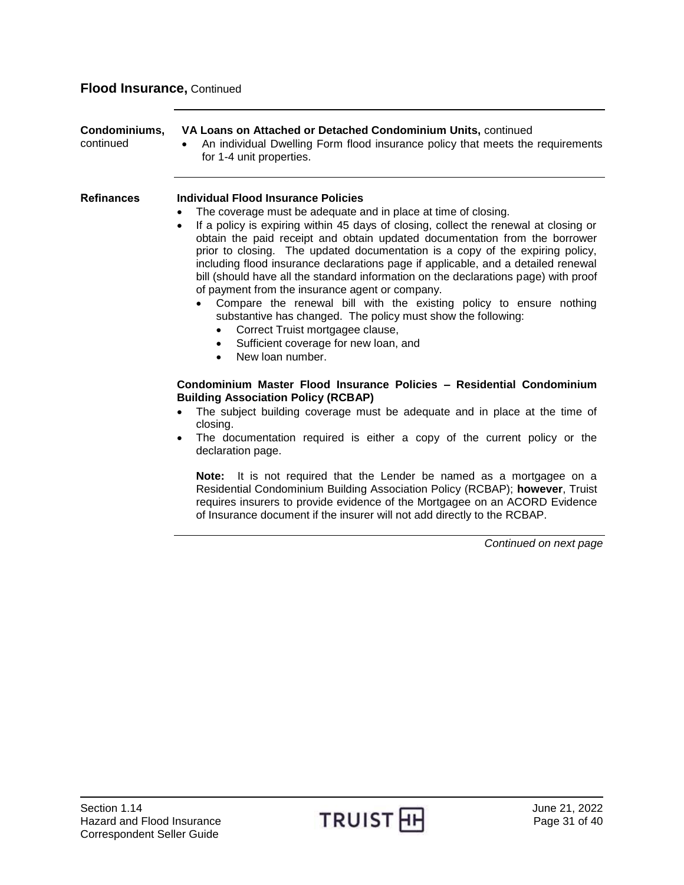## Flood Insurance, Continued

**Condominiums,** continued

**VA Loans on Attached or Detached Condominium Units,** continued

- An individual Dwelling Form flood insurance policy that meets the requirements for 1-4 unit properties.

**Refinances**

**Individual Flood Insurance Policies**

- The coverage must be adequate and in place at time of closing.
- If a policy is expiring within 45 days of closing, collect the renewal at closing or obtain the paid receipt and obtain updated documentation from the borrower prior to closing. The updated documentation is a copy of the expiring policy, including flood insurance declarations page if applicable, and a detailed renewal bill (should have all the standard information on the declarations page) with proof of payment from the insurance agent or company.
  - Compare the renewal bill with the existing policy to ensure nothing substantive has changed. The policy must show the following:
    - Correct Truist mortgagee clause,
    - Sufficient coverage for new loan, and
    - New loan number.

**Condominium Master Flood Insurance Policies – Residential Condominium Building Association Policy (RCBAP)**

- The subject building coverage must be adequate and in place at the time of closing.
- The documentation required is either a copy of the current policy or the declaration page.

**Note:** It is not required that the Lender be named as a mortgagee on a Residential Condominium Building Association Policy (RCBAP); **however**, Truist requires insurers to provide evidence of the Mortgagee on an ACORD Evidence of Insurance document if the insurer will not add directly to the RCBAP.

*Continued on next page*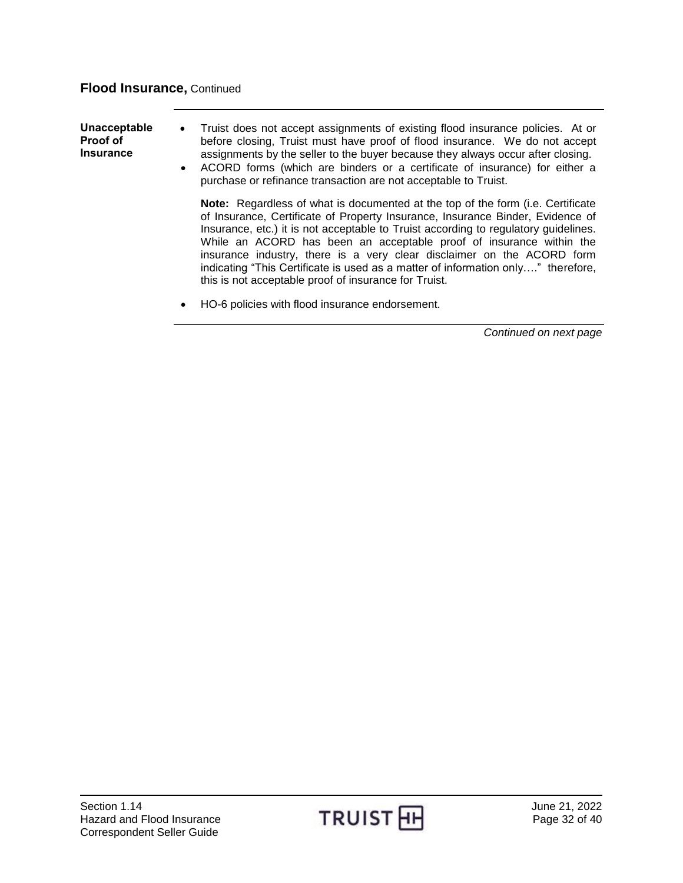## Flood Insurance, Continued

**Unacceptable Proof of Insurance**

- Truist does not accept assignments of existing flood insurance policies. At or before closing, Truist must have proof of flood insurance. We do not accept assignments by the seller to the buyer because they always occur after closing.
- ACORD forms (which are binders or a certificate of insurance) for either a purchase or refinance transaction are not acceptable to Truist.

  **Note:** Regardless of what is documented at the top of the form (i.e. Certificate of Insurance, Certificate of Property Insurance, Insurance Binder, Evidence of Insurance, etc.) it is not acceptable to Truist according to regulatory guidelines. While an ACORD has been an acceptable proof of insurance within the insurance industry, there is a very clear disclaimer on the ACORD form indicating "This Certificate is used as a matter of information only…." therefore, this is not acceptable proof of insurance for Truist.

- HO-6 policies with flood insurance endorsement.

*Continued on next page*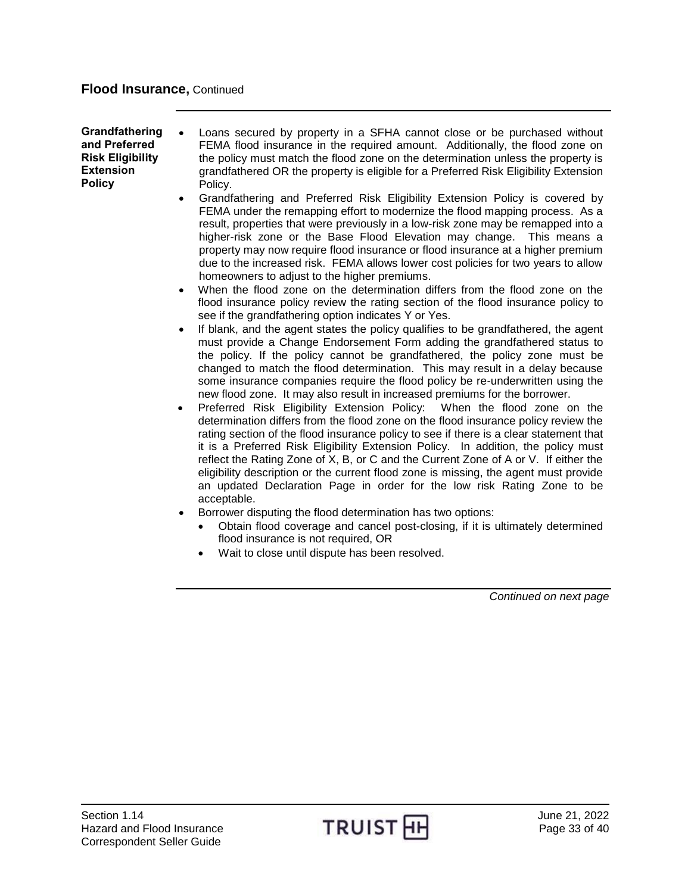## Flood Insurance, Continued

### Grandfathering and Preferred Risk Eligibility Extension Policy

- Loans secured by property in a SFHA cannot close or be purchased without FEMA flood insurance in the required amount. Additionally, the flood zone on the policy must match the flood zone on the determination unless the property is grandfathered OR the property is eligible for a Preferred Risk Eligibility Extension Policy.
- Grandfathering and Preferred Risk Eligibility Extension Policy is covered by FEMA under the remapping effort to modernize the flood mapping process. As a result, properties that were previously in a low-risk zone may be remapped into a higher-risk zone or the Base Flood Elevation may change. This means a property may now require flood insurance or flood insurance at a higher premium due to the increased risk. FEMA allows lower cost policies for two years to allow homeowners to adjust to the higher premiums.
- When the flood zone on the determination differs from the flood zone on the flood insurance policy review the rating section of the flood insurance policy to see if the grandfathering option indicates Y or Yes.
- If blank, and the agent states the policy qualifies to be grandfathered, the agent must provide a Change Endorsement Form adding the grandfathered status to the policy. If the policy cannot be grandfathered, the policy zone must be changed to match the flood determination. This may result in a delay because some insurance companies require the flood policy be re-underwritten using the new flood zone. It may also result in increased premiums for the borrower.
- Preferred Risk Eligibility Extension Policy: When the flood zone on the determination differs from the flood zone on the flood insurance policy review the rating section of the flood insurance policy to see if there is a clear statement that it is a Preferred Risk Eligibility Extension Policy. In addition, the policy must reflect the Rating Zone of X, B, or C and the Current Zone of A or V. If either the eligibility description or the current flood zone is missing, the agent must provide an updated Declaration Page in order for the low risk Rating Zone to be acceptable.
- Borrower disputing the flood determination has two options:
  - Obtain flood coverage and cancel post-closing, if it is ultimately determined flood insurance is not required, OR
  - Wait to close until dispute has been resolved.

*Continued on next page*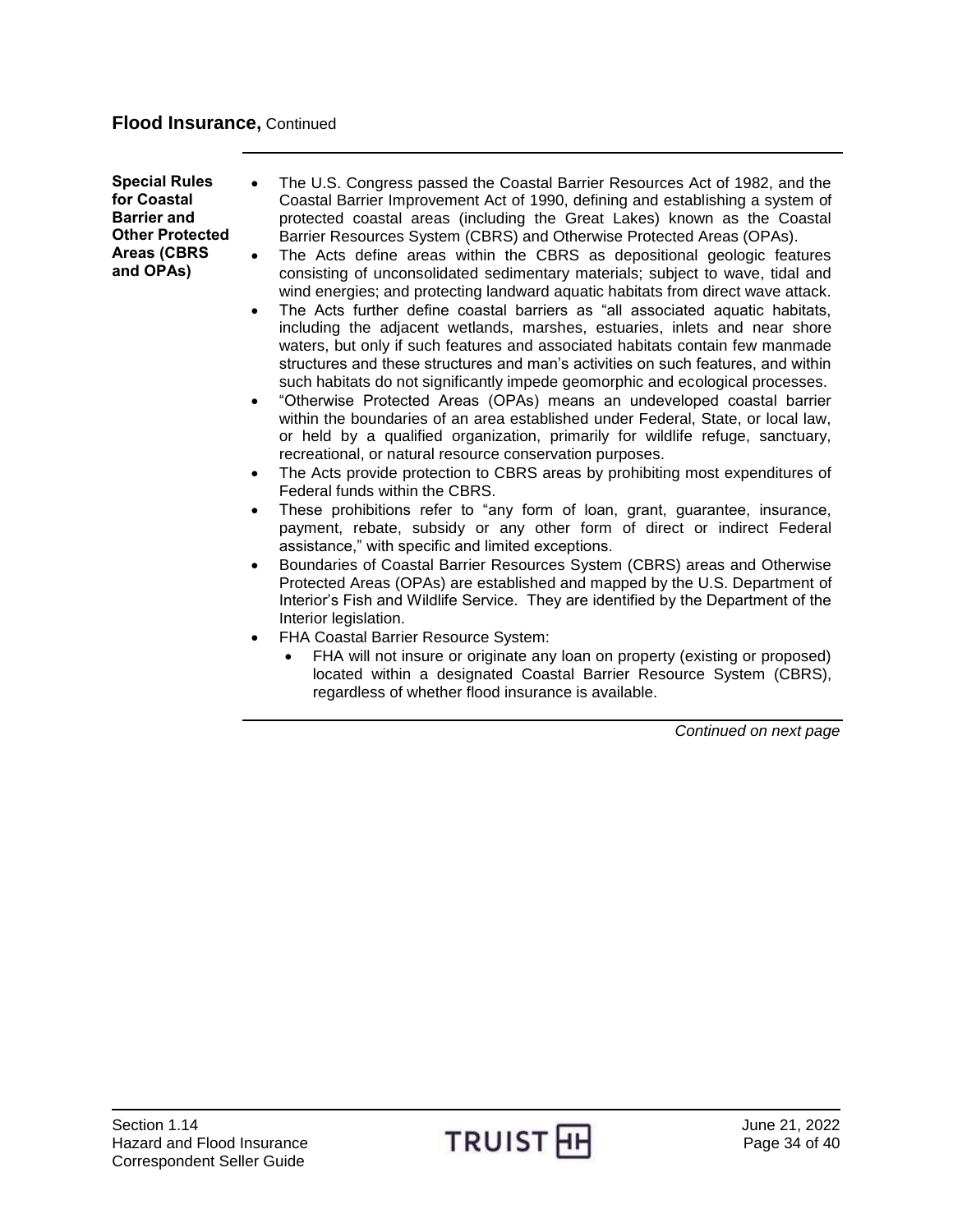## Flood Insurance, Continued

**Special Rules for Coastal Barrier and Other Protected Areas (CBRS and OPAs)**

- The U.S. Congress passed the Coastal Barrier Resources Act of 1982, and the Coastal Barrier Improvement Act of 1990, defining and establishing a system of protected coastal areas (including the Great Lakes) known as the Coastal Barrier Resources System (CBRS) and Otherwise Protected Areas (OPAs).
- The Acts define areas within the CBRS as depositional geologic features consisting of unconsolidated sedimentary materials; subject to wave, tidal and wind energies; and protecting landward aquatic habitats from direct wave attack.
- The Acts further define coastal barriers as "all associated aquatic habitats, including the adjacent wetlands, marshes, estuaries, inlets and near shore waters, but only if such features and associated habitats contain few manmade structures and these structures and man's activities on such features, and within such habitats do not significantly impede geomorphic and ecological processes.
- "Otherwise Protected Areas (OPAs) means an undeveloped coastal barrier within the boundaries of an area established under Federal, State, or local law, or held by a qualified organization, primarily for wildlife refuge, sanctuary, recreational, or natural resource conservation purposes.
- The Acts provide protection to CBRS areas by prohibiting most expenditures of Federal funds within the CBRS.
- These prohibitions refer to "any form of loan, grant, guarantee, insurance, payment, rebate, subsidy or any other form of direct or indirect Federal assistance," with specific and limited exceptions.
- Boundaries of Coastal Barrier Resources System (CBRS) areas and Otherwise Protected Areas (OPAs) are established and mapped by the U.S. Department of Interior's Fish and Wildlife Service. They are identified by the Department of the Interior legislation.
- FHA Coastal Barrier Resource System:
  - FHA will not insure or originate any loan on property (existing or proposed) located within a designated Coastal Barrier Resource System (CBRS), regardless of whether flood insurance is available.

*Continued on next page*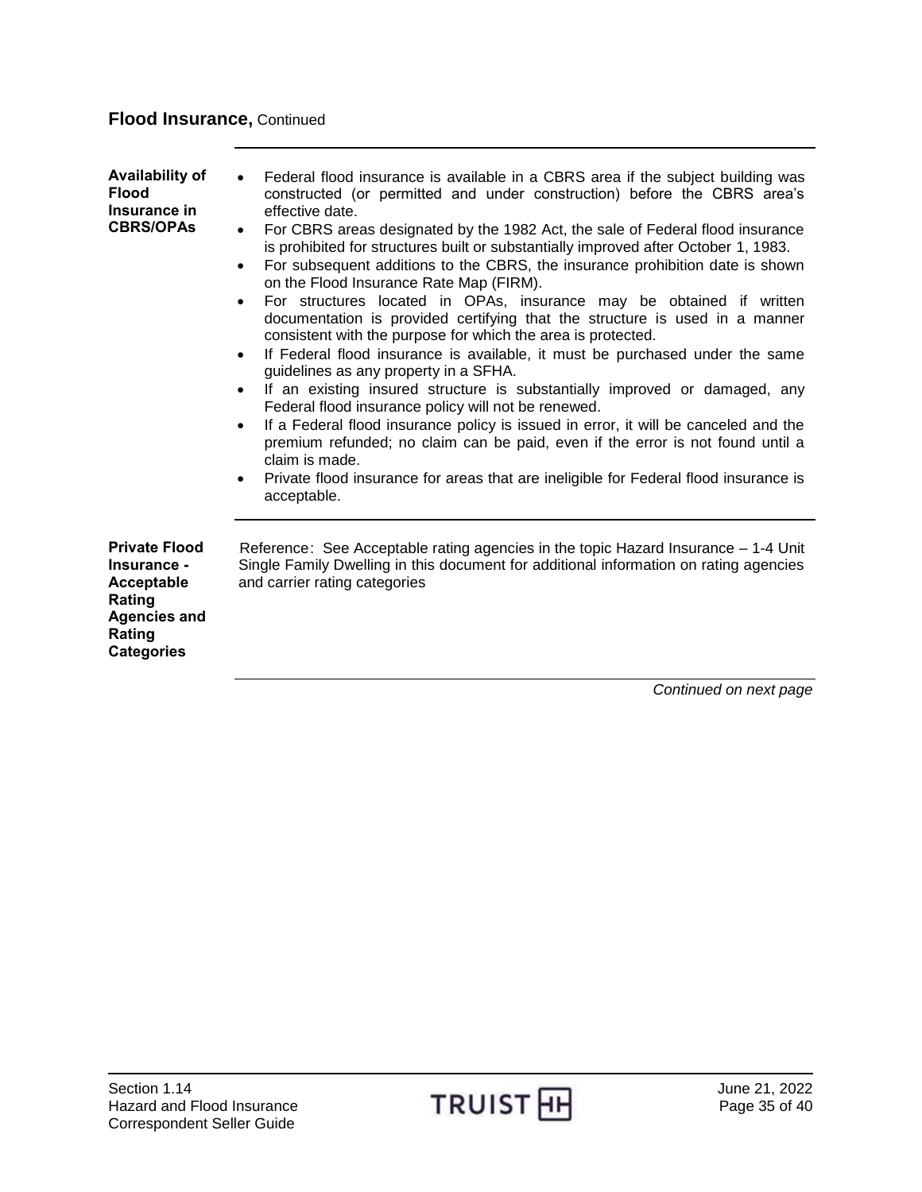## Flood Insurance, Continued

### Availability of Flood Insurance in CBRS/OPAs

- Federal flood insurance is available in a CBRS area if the subject building was constructed (or permitted and under construction) before the CBRS area's effective date.
- For CBRS areas designated by the 1982 Act, the sale of Federal flood insurance is prohibited for structures built or substantially improved after October 1, 1983.
- For subsequent additions to the CBRS, the insurance prohibition date is shown on the Flood Insurance Rate Map (FIRM).
- For structures located in OPAs, insurance may be obtained if written documentation is provided certifying that the structure is used in a manner consistent with the purpose for which the area is protected.
- If Federal flood insurance is available, it must be purchased under the same guidelines as any property in a SFHA.
- If an existing insured structure is substantially improved or damaged, any Federal flood insurance policy will not be renewed.
- If a Federal flood insurance policy is issued in error, it will be canceled and the premium refunded; no claim can be paid, even if the error is not found until a claim is made.
- Private flood insurance for areas that are ineligible for Federal flood insurance is acceptable.

### Private Flood Insurance - Acceptable Rating Agencies and Rating Categories

Reference: See Acceptable rating agencies in the topic Hazard Insurance – 1-4 Unit Single Family Dwelling in this document for additional information on rating agencies and carrier rating categories

*Continued on next page*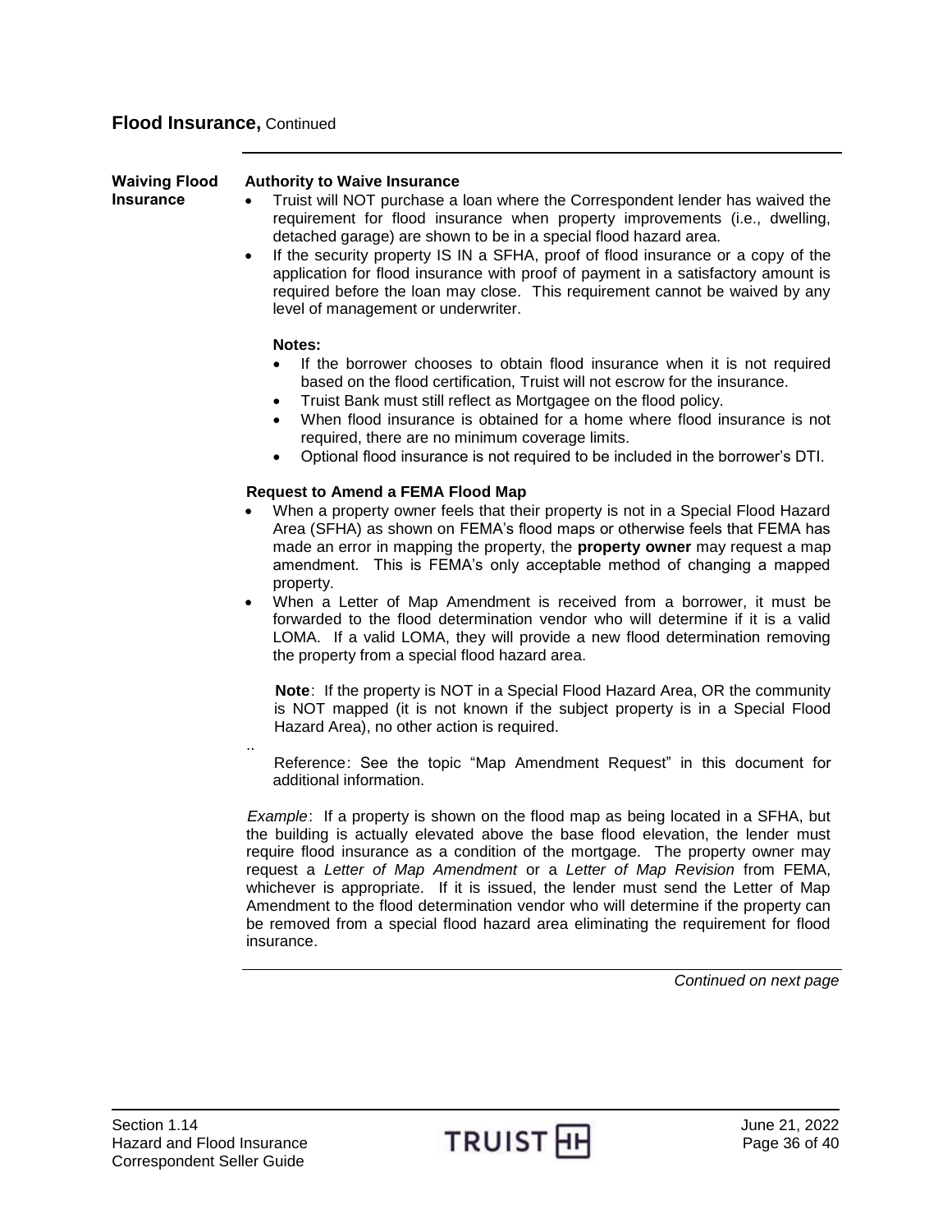## Flood Insurance, Continued

### Waiving Flood Insurance

**Authority to Waive Insurance**

- Truist will NOT purchase a loan where the Correspondent lender has waived the requirement for flood insurance when property improvements (i.e., dwelling, detached garage) are shown to be in a special flood hazard area.
- If the security property IS IN a SFHA, proof of flood insurance or a copy of the application for flood insurance with proof of payment in a satisfactory amount is required before the loan may close. This requirement cannot be waived by any level of management or underwriter.

**Notes:**

- If the borrower chooses to obtain flood insurance when it is not required based on the flood certification, Truist will not escrow for the insurance.
- Truist Bank must still reflect as Mortgagee on the flood policy.
- When flood insurance is obtained for a home where flood insurance is not required, there are no minimum coverage limits.
- Optional flood insurance is not required to be included in the borrower's DTI.

**Request to Amend a FEMA Flood Map**

- When a property owner feels that their property is not in a Special Flood Hazard Area (SFHA) as shown on FEMA's flood maps or otherwise feels that FEMA has made an error in mapping the property, the **property owner** may request a map amendment. This is FEMA's only acceptable method of changing a mapped property.
- When a Letter of Map Amendment is received from a borrower, it must be forwarded to the flood determination vendor who will determine if it is a valid LOMA. If a valid LOMA, they will provide a new flood determination removing the property from a special flood hazard area.

**Note**: If the property is NOT in a Special Flood Hazard Area, OR the community is NOT mapped (it is not known if the subject property is in a Special Flood Hazard Area), no other action is required.

..

Reference: See the topic "Map Amendment Request" in this document for additional information.

*Example*: If a property is shown on the flood map as being located in a SFHA, but the building is actually elevated above the base flood elevation, the lender must require flood insurance as a condition of the mortgage. The property owner may request a *Letter of Map Amendment* or a *Letter of Map Revision* from FEMA, whichever is appropriate. If it is issued, the lender must send the Letter of Map Amendment to the flood determination vendor who will determine if the property can be removed from a special flood hazard area eliminating the requirement for flood insurance.

*Continued on next page*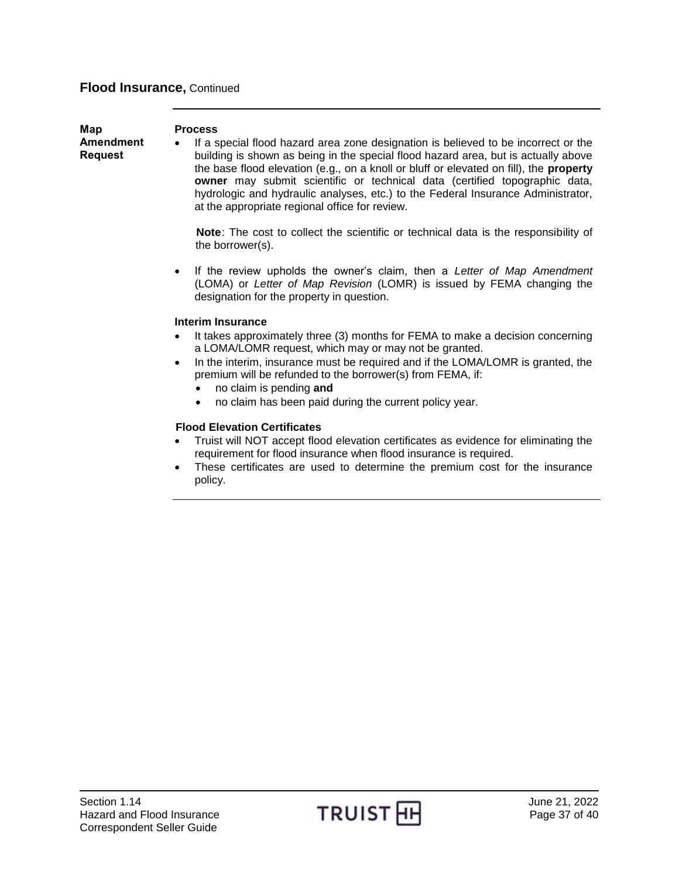## Flood Insurance, Continued

### Map Amendment Request

**Process**

- If a special flood hazard area zone designation is believed to be incorrect or the building is shown as being in the special flood hazard area, but is actually above the base flood elevation (e.g., on a knoll or bluff or elevated on fill), the **property owner** may submit scientific or technical data (certified topographic data, hydrologic and hydraulic analyses, etc.) to the Federal Insurance Administrator, at the appropriate regional office for review.

  **Note**: The cost to collect the scientific or technical data is the responsibility of the borrower(s).

- If the review upholds the owner's claim, then a *Letter of Map Amendment* (LOMA) or *Letter of Map Revision* (LOMR) is issued by FEMA changing the designation for the property in question.

**Interim Insurance**

- It takes approximately three (3) months for FEMA to make a decision concerning a LOMA/LOMR request, which may or may not be granted.
- In the interim, insurance must be required and if the LOMA/LOMR is granted, the premium will be refunded to the borrower(s) from FEMA, if:
  - no claim is pending **and**
  - no claim has been paid during the current policy year.

**Flood Elevation Certificates**

- Truist will NOT accept flood elevation certificates as evidence for eliminating the requirement for flood insurance when flood insurance is required.
- These certificates are used to determine the premium cost for the insurance policy.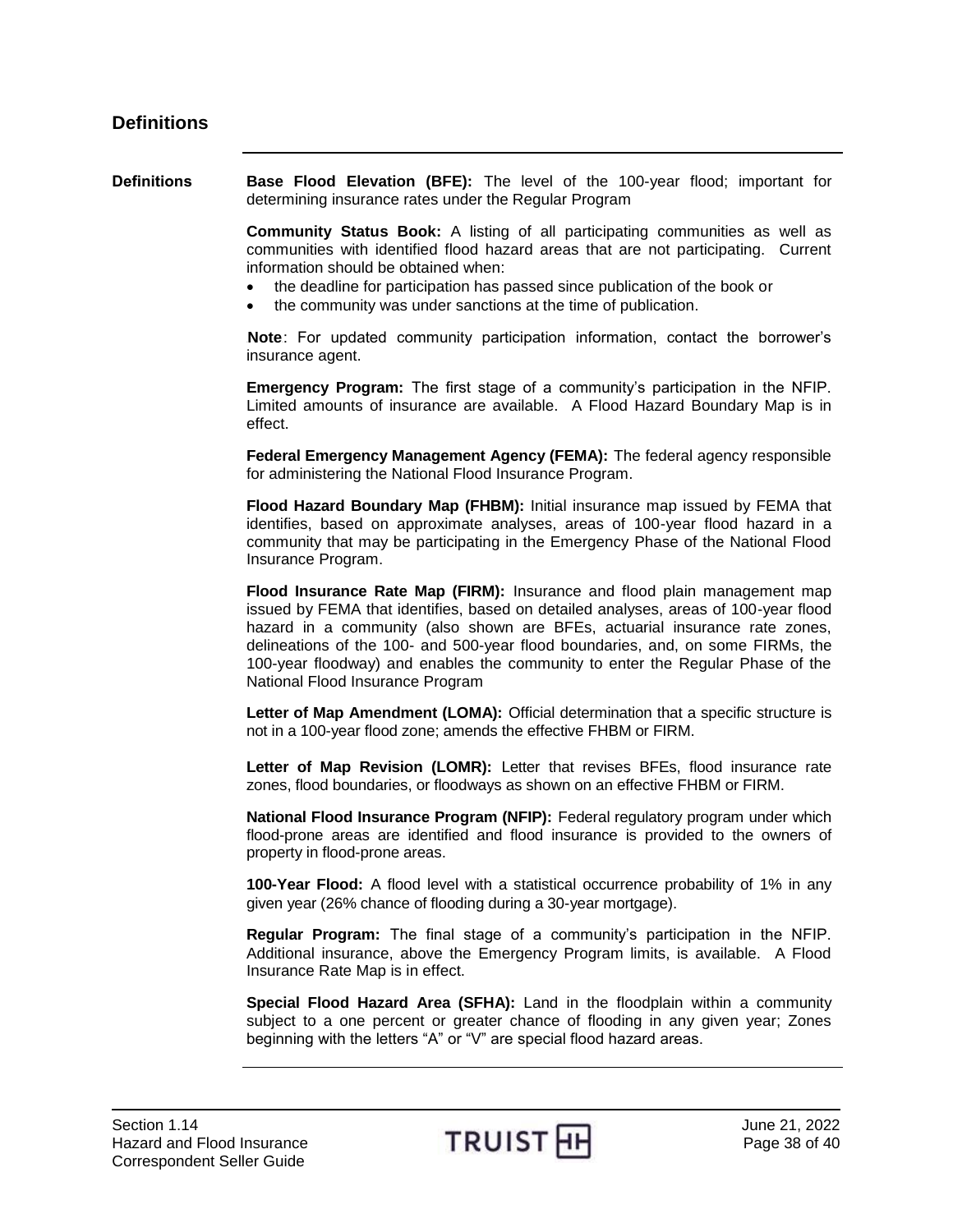## Definitions

**Definitions**

**Base Flood Elevation (BFE):** The level of the 100-year flood; important for determining insurance rates under the Regular Program

**Community Status Book:** A listing of all participating communities as well as communities with identified flood hazard areas that are not participating. Current information should be obtained when:

- the deadline for participation has passed since publication of the book or
- the community was under sanctions at the time of publication.

**Note**: For updated community participation information, contact the borrower's insurance agent.

**Emergency Program:** The first stage of a community's participation in the NFIP. Limited amounts of insurance are available. A Flood Hazard Boundary Map is in effect.

**Federal Emergency Management Agency (FEMA):** The federal agency responsible for administering the National Flood Insurance Program.

**Flood Hazard Boundary Map (FHBM):** Initial insurance map issued by FEMA that identifies, based on approximate analyses, areas of 100-year flood hazard in a community that may be participating in the Emergency Phase of the National Flood Insurance Program.

**Flood Insurance Rate Map (FIRM):** Insurance and flood plain management map issued by FEMA that identifies, based on detailed analyses, areas of 100-year flood hazard in a community (also shown are BFEs, actuarial insurance rate zones, delineations of the 100- and 500-year flood boundaries, and, on some FIRMs, the 100-year floodway) and enables the community to enter the Regular Phase of the National Flood Insurance Program

**Letter of Map Amendment (LOMA):** Official determination that a specific structure is not in a 100-year flood zone; amends the effective FHBM or FIRM.

**Letter of Map Revision (LOMR):** Letter that revises BFEs, flood insurance rate zones, flood boundaries, or floodways as shown on an effective FHBM or FIRM.

**National Flood Insurance Program (NFIP):** Federal regulatory program under which flood-prone areas are identified and flood insurance is provided to the owners of property in flood-prone areas.

**100-Year Flood:** A flood level with a statistical occurrence probability of 1% in any given year (26% chance of flooding during a 30-year mortgage).

**Regular Program:** The final stage of a community's participation in the NFIP. Additional insurance, above the Emergency Program limits, is available. A Flood Insurance Rate Map is in effect.

**Special Flood Hazard Area (SFHA):** Land in the floodplain within a community subject to a one percent or greater chance of flooding in any given year; Zones beginning with the letters "A" or "V" are special flood hazard areas.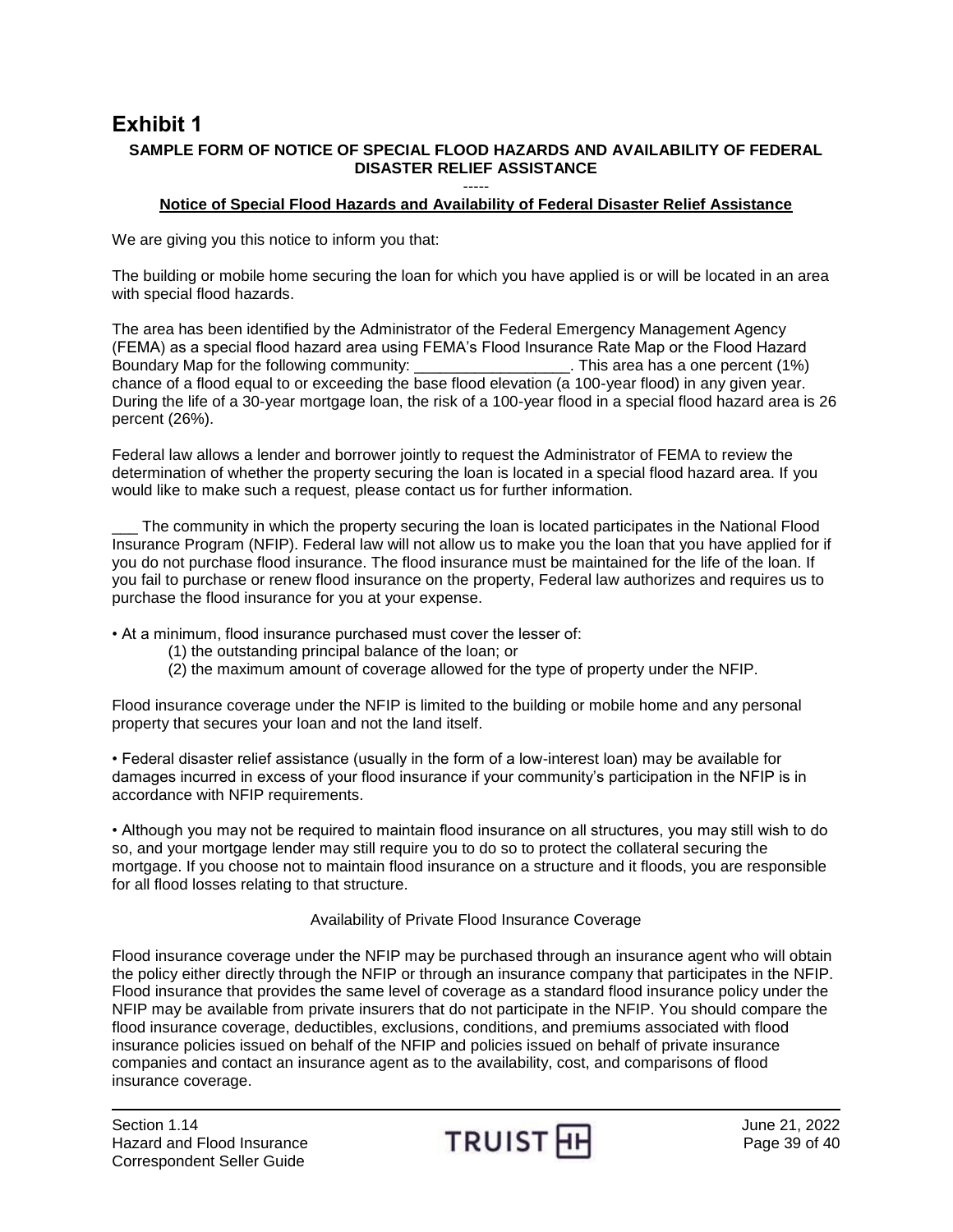# Exhibit 1

**SAMPLE FORM OF NOTICE OF SPECIAL FLOOD HAZARDS AND AVAILABILITY OF FEDERAL DISASTER RELIEF ASSISTANCE**

-----

**Notice of Special Flood Hazards and Availability of Federal Disaster Relief Assistance**

We are giving you this notice to inform you that:

The building or mobile home securing the loan for which you have applied is or will be located in an area with special flood hazards.

The area has been identified by the Administrator of the Federal Emergency Management Agency (FEMA) as a special flood hazard area using FEMA's Flood Insurance Rate Map or the Flood Hazard Boundary Map for the following community: __________________. This area has a one percent (1%) chance of a flood equal to or exceeding the base flood elevation (a 100-year flood) in any given year. During the life of a 30-year mortgage loan, the risk of a 100-year flood in a special flood hazard area is 26 percent (26%).

Federal law allows a lender and borrower jointly to request the Administrator of FEMA to review the determination of whether the property securing the loan is located in a special flood hazard area. If you would like to make such a request, please contact us for further information.

___ The community in which the property securing the loan is located participates in the National Flood Insurance Program (NFIP). Federal law will not allow us to make you the loan that you have applied for if you do not purchase flood insurance. The flood insurance must be maintained for the life of the loan. If you fail to purchase or renew flood insurance on the property, Federal law authorizes and requires us to purchase the flood insurance for you at your expense.

- At a minimum, flood insurance purchased must cover the lesser of:
  - (1) the outstanding principal balance of the loan; or
  - (2) the maximum amount of coverage allowed for the type of property under the NFIP.

Flood insurance coverage under the NFIP is limited to the building or mobile home and any personal property that secures your loan and not the land itself.

- Federal disaster relief assistance (usually in the form of a low-interest loan) may be available for damages incurred in excess of your flood insurance if your community's participation in the NFIP is in accordance with NFIP requirements.

- Although you may not be required to maintain flood insurance on all structures, you may still wish to do so, and your mortgage lender may still require you to do so to protect the collateral securing the mortgage. If you choose not to maintain flood insurance on a structure and it floods, you are responsible for all flood losses relating to that structure.

Availability of Private Flood Insurance Coverage

Flood insurance coverage under the NFIP may be purchased through an insurance agent who will obtain the policy either directly through the NFIP or through an insurance company that participates in the NFIP. Flood insurance that provides the same level of coverage as a standard flood insurance policy under the NFIP may be available from private insurers that do not participate in the NFIP. You should compare the flood insurance coverage, deductibles, exclusions, conditions, and premiums associated with flood insurance policies issued on behalf of the NFIP and policies issued on behalf of private insurance companies and contact an insurance agent as to the availability, cost, and comparisons of flood insurance coverage.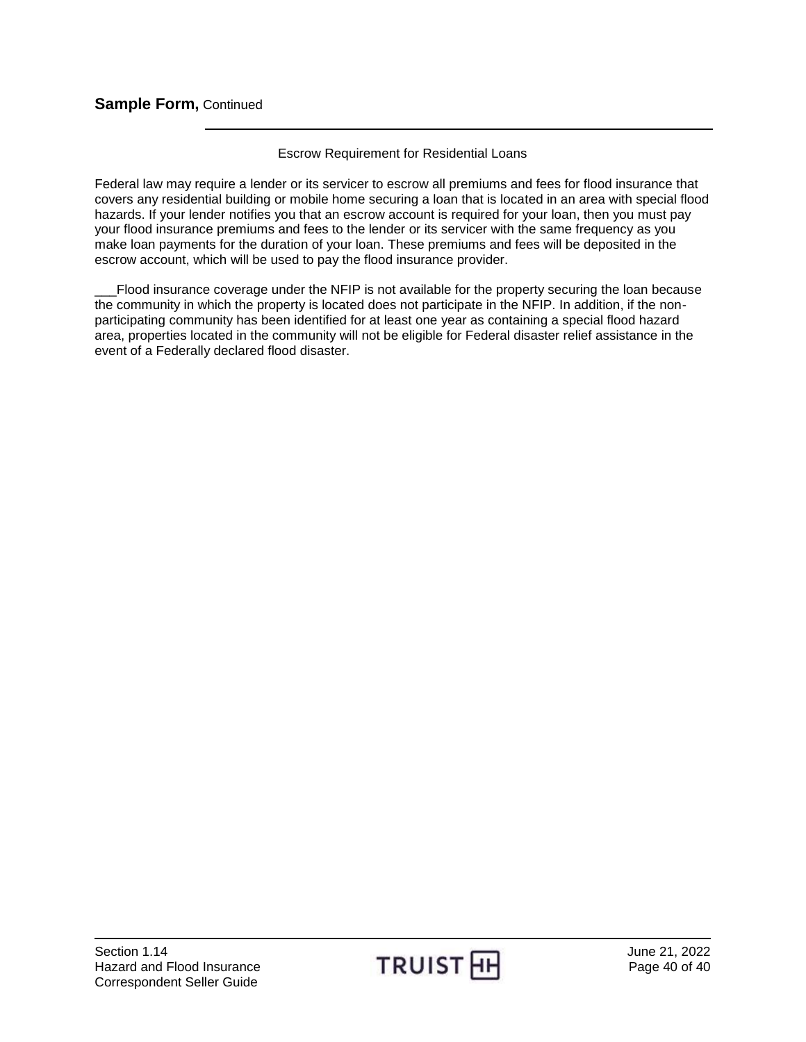## Sample Form, Continued

---

Escrow Requirement for Residential Loans

Federal law may require a lender or its servicer to escrow all premiums and fees for flood insurance that covers any residential building or mobile home securing a loan that is located in an area with special flood hazards. If your lender notifies you that an escrow account is required for your loan, then you must pay your flood insurance premiums and fees to the lender or its servicer with the same frequency as you make loan payments for the duration of your loan. These premiums and fees will be deposited in the escrow account, which will be used to pay the flood insurance provider.

___Flood insurance coverage under the NFIP is not available for the property securing the loan because the community in which the property is located does not participate in the NFIP. In addition, if the non-participating community has been identified for at least one year as containing a special flood hazard area, properties located in the community will not be eligible for Federal disaster relief assistance in the event of a Federally declared flood disaster.